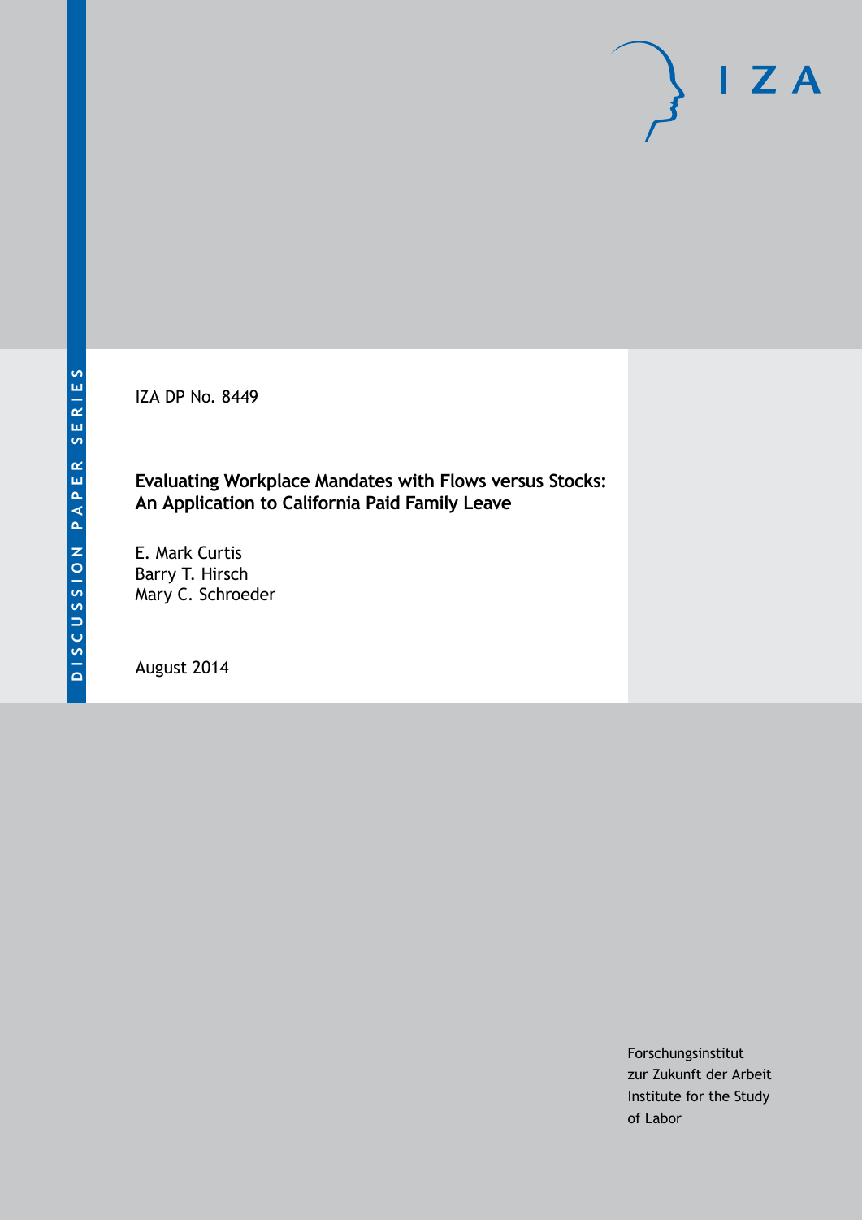DISCUSSION PAPER SERIES

IZA DP No. 8449

# Evaluating Workplace Mandates with Flows versus Stocks: An Application to California Paid Family Leave

E. Mark Curtis
Barry T. Hirsch
Mary C. Schroeder

August 2014

Forschungsinstitut
zur Zukunft der Arbeit
Institute for the Study
of Labor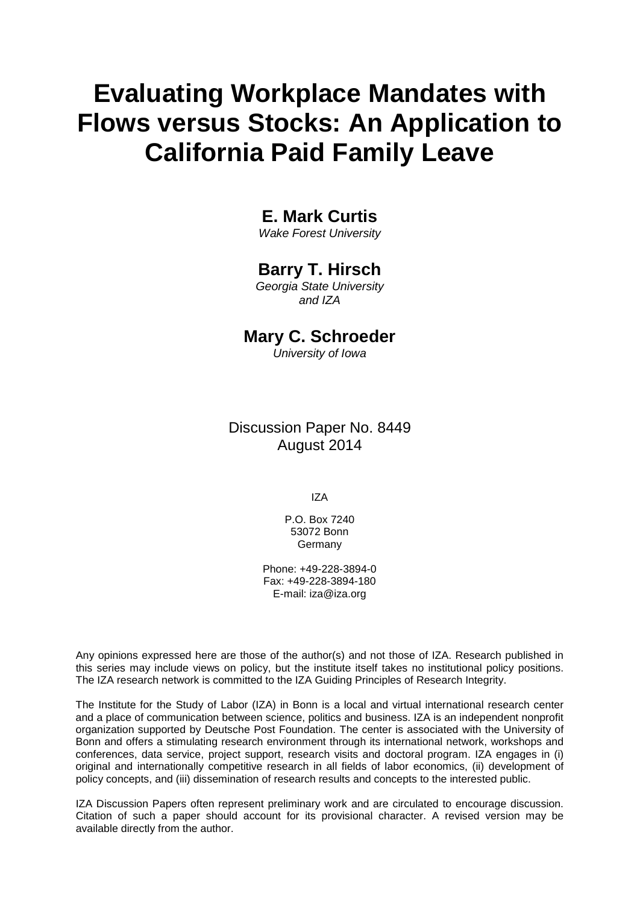# Evaluating Workplace Mandates with Flows versus Stocks: An Application to California Paid Family Leave

## E. Mark Curtis

*Wake Forest University*

## Barry T. Hirsch

*Georgia State University and IZA*

## Mary C. Schroeder

*University of Iowa*

Discussion Paper No. 8449
August 2014

IZA

P.O. Box 7240
53072 Bonn
Germany

Phone: +49-228-3894-0
Fax: +49-228-3894-180
E-mail: iza@iza.org

Any opinions expressed here are those of the author(s) and not those of IZA. Research published in this series may include views on policy, but the institute itself takes no institutional policy positions. The IZA research network is committed to the IZA Guiding Principles of Research Integrity.

The Institute for the Study of Labor (IZA) in Bonn is a local and virtual international research center and a place of communication between science, politics and business. IZA is an independent nonprofit organization supported by Deutsche Post Foundation. The center is associated with the University of Bonn and offers a stimulating research environment through its international network, workshops and conferences, data service, project support, research visits and doctoral program. IZA engages in (i) original and internationally competitive research in all fields of labor economics, (ii) development of policy concepts, and (iii) dissemination of research results and concepts to the interested public.

IZA Discussion Papers often represent preliminary work and are circulated to encourage discussion. Citation of such a paper should account for its provisional character. A revised version may be available directly from the author.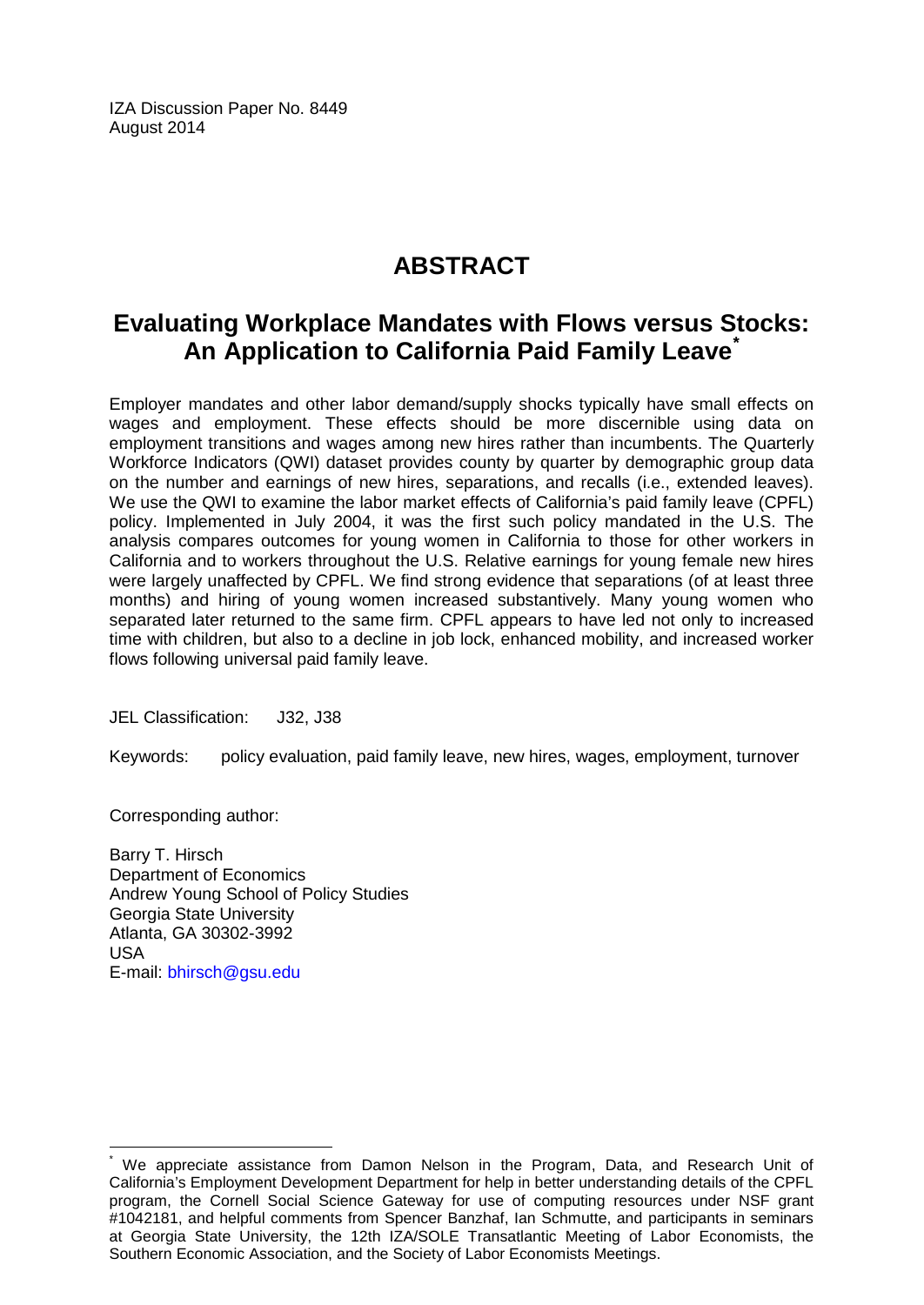IZA Discussion Paper No. 8449
August 2014

# ABSTRACT

## Evaluating Workplace Mandates with Flows versus Stocks: An Application to California Paid Family Leave[*]

Employer mandates and other labor demand/supply shocks typically have small effects on wages and employment. These effects should be more discernible using data on employment transitions and wages among new hires rather than incumbents. The Quarterly Workforce Indicators (QWI) dataset provides county by quarter by demographic group data on the number and earnings of new hires, separations, and recalls (i.e., extended leaves). We use the QWI to examine the labor market effects of California's paid family leave (CPFL) policy. Implemented in July 2004, it was the first such policy mandated in the U.S. The analysis compares outcomes for young women in California to those for other workers in California and to workers throughout the U.S. Relative earnings for young female new hires were largely unaffected by CPFL. We find strong evidence that separations (of at least three months) and hiring of young women increased substantively. Many young women who separated later returned to the same firm. CPFL appears to have led not only to increased time with children, but also to a decline in job lock, enhanced mobility, and increased worker flows following universal paid family leave.

JEL Classification: J32, J38

Keywords: policy evaluation, paid family leave, new hires, wages, employment, turnover

Corresponding author:

Barry T. Hirsch
Department of Economics
Andrew Young School of Policy Studies
Georgia State University
Atlanta, GA 30302-3992
USA
E-mail: bhirsch@gsu.edu

[*] We appreciate assistance from Damon Nelson in the Program, Data, and Research Unit of California's Employment Development Department for help in better understanding details of the CPFL program, the Cornell Social Science Gateway for use of computing resources under NSF grant #1042181, and helpful comments from Spencer Banzhaf, Ian Schmutte, and participants in seminars at Georgia State University, the 12th IZA/SOLE Transatlantic Meeting of Labor Economists, the Southern Economic Association, and the Society of Labor Economists Meetings.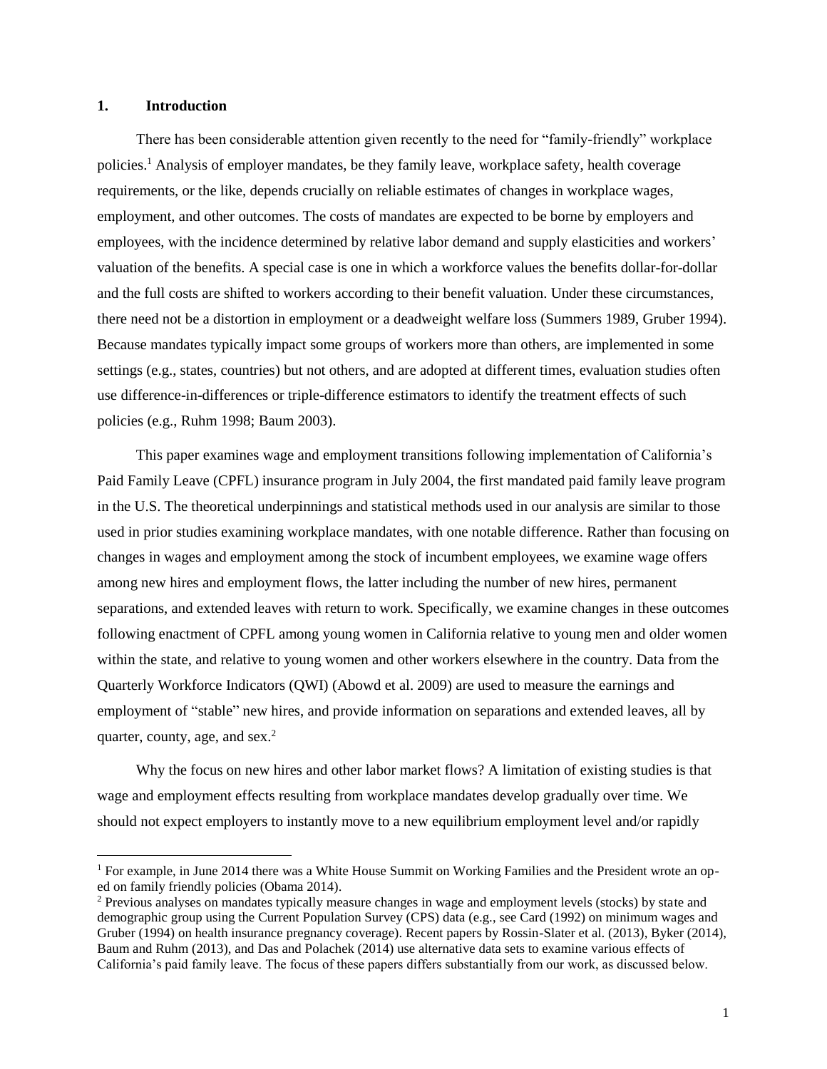## 1. Introduction

There has been considerable attention given recently to the need for "family-friendly" workplace policies.[1] Analysis of employer mandates, be they family leave, workplace safety, health coverage requirements, or the like, depends crucially on reliable estimates of changes in workplace wages, employment, and other outcomes. The costs of mandates are expected to be borne by employers and employees, with the incidence determined by relative labor demand and supply elasticities and workers' valuation of the benefits. A special case is one in which a workforce values the benefits dollar-for-dollar and the full costs are shifted to workers according to their benefit valuation. Under these circumstances, there need not be a distortion in employment or a deadweight welfare loss (Summers 1989, Gruber 1994). Because mandates typically impact some groups of workers more than others, are implemented in some settings (e.g., states, countries) but not others, and are adopted at different times, evaluation studies often use difference-in-differences or triple-difference estimators to identify the treatment effects of such policies (e.g., Ruhm 1998; Baum 2003).

This paper examines wage and employment transitions following implementation of California's Paid Family Leave (CPFL) insurance program in July 2004, the first mandated paid family leave program in the U.S. The theoretical underpinnings and statistical methods used in our analysis are similar to those used in prior studies examining workplace mandates, with one notable difference. Rather than focusing on changes in wages and employment among the stock of incumbent employees, we examine wage offers among new hires and employment flows, the latter including the number of new hires, permanent separations, and extended leaves with return to work. Specifically, we examine changes in these outcomes following enactment of CPFL among young women in California relative to young men and older women within the state, and relative to young women and other workers elsewhere in the country. Data from the Quarterly Workforce Indicators (QWI) (Abowd et al. 2009) are used to measure the earnings and employment of "stable" new hires, and provide information on separations and extended leaves, all by quarter, county, age, and sex.[2]

Why the focus on new hires and other labor market flows? A limitation of existing studies is that wage and employment effects resulting from workplace mandates develop gradually over time. We should not expect employers to instantly move to a new equilibrium employment level and/or rapidly

[1] For example, in June 2014 there was a White House Summit on Working Families and the President wrote an op-ed on family friendly policies (Obama 2014).

[2] Previous analyses on mandates typically measure changes in wage and employment levels (stocks) by state and demographic group using the Current Population Survey (CPS) data (e.g., see Card (1992) on minimum wages and Gruber (1994) on health insurance pregnancy coverage). Recent papers by Rossin-Slater et al. (2013), Byker (2014), Baum and Ruhm (2013), and Das and Polachek (2014) use alternative data sets to examine various effects of California's paid family leave. The focus of these papers differs substantially from our work, as discussed below.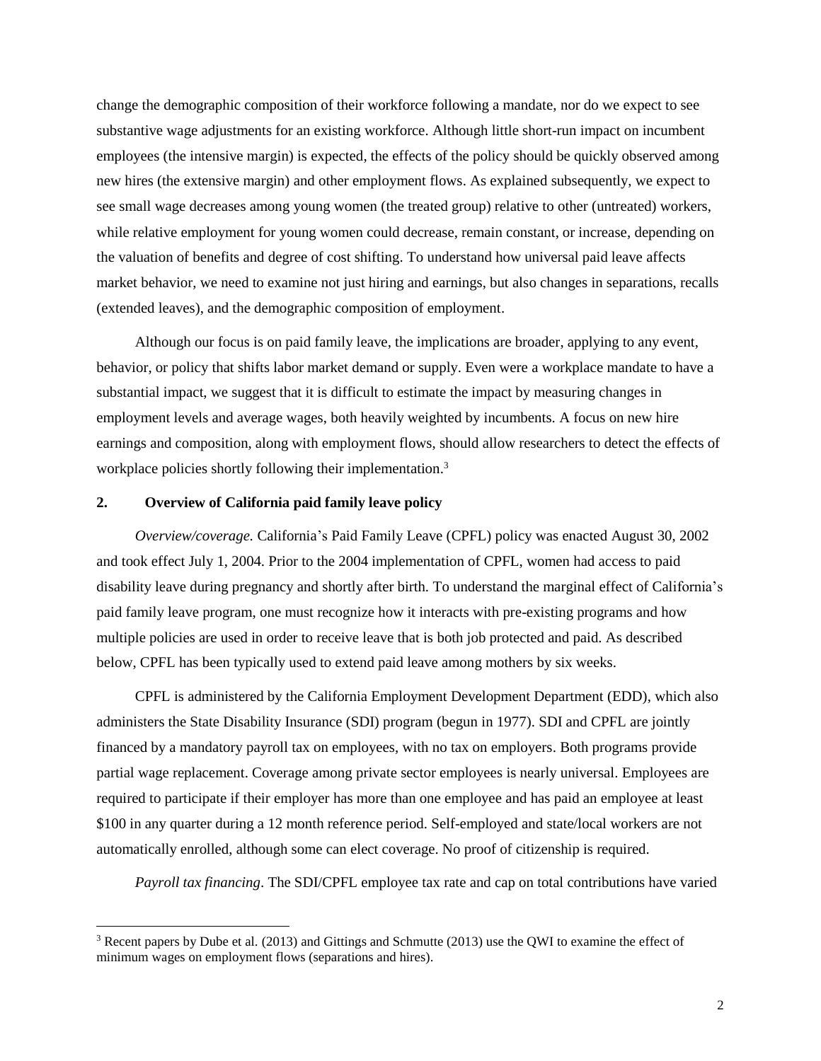change the demographic composition of their workforce following a mandate, nor do we expect to see substantive wage adjustments for an existing workforce. Although little short-run impact on incumbent employees (the intensive margin) is expected, the effects of the policy should be quickly observed among new hires (the extensive margin) and other employment flows. As explained subsequently, we expect to see small wage decreases among young women (the treated group) relative to other (untreated) workers, while relative employment for young women could decrease, remain constant, or increase, depending on the valuation of benefits and degree of cost shifting. To understand how universal paid leave affects market behavior, we need to examine not just hiring and earnings, but also changes in separations, recalls (extended leaves), and the demographic composition of employment.

Although our focus is on paid family leave, the implications are broader, applying to any event, behavior, or policy that shifts labor market demand or supply. Even were a workplace mandate to have a substantial impact, we suggest that it is difficult to estimate the impact by measuring changes in employment levels and average wages, both heavily weighted by incumbents. A focus on new hire earnings and composition, along with employment flows, should allow researchers to detect the effects of workplace policies shortly following their implementation.[3]

## 2. Overview of California paid family leave policy

*Overview/coverage.* California's Paid Family Leave (CPFL) policy was enacted August 30, 2002 and took effect July 1, 2004. Prior to the 2004 implementation of CPFL, women had access to paid disability leave during pregnancy and shortly after birth. To understand the marginal effect of California's paid family leave program, one must recognize how it interacts with pre-existing programs and how multiple policies are used in order to receive leave that is both job protected and paid. As described below, CPFL has been typically used to extend paid leave among mothers by six weeks.

CPFL is administered by the California Employment Development Department (EDD), which also administers the State Disability Insurance (SDI) program (begun in 1977). SDI and CPFL are jointly financed by a mandatory payroll tax on employees, with no tax on employers. Both programs provide partial wage replacement. Coverage among private sector employees is nearly universal. Employees are required to participate if their employer has more than one employee and has paid an employee at least \$100 in any quarter during a 12 month reference period. Self-employed and state/local workers are not automatically enrolled, although some can elect coverage. No proof of citizenship is required.

*Payroll tax financing*. The SDI/CPFL employee tax rate and cap on total contributions have varied

[3] Recent papers by Dube et al. (2013) and Gittings and Schmutte (2013) use the QWI to examine the effect of minimum wages on employment flows (separations and hires).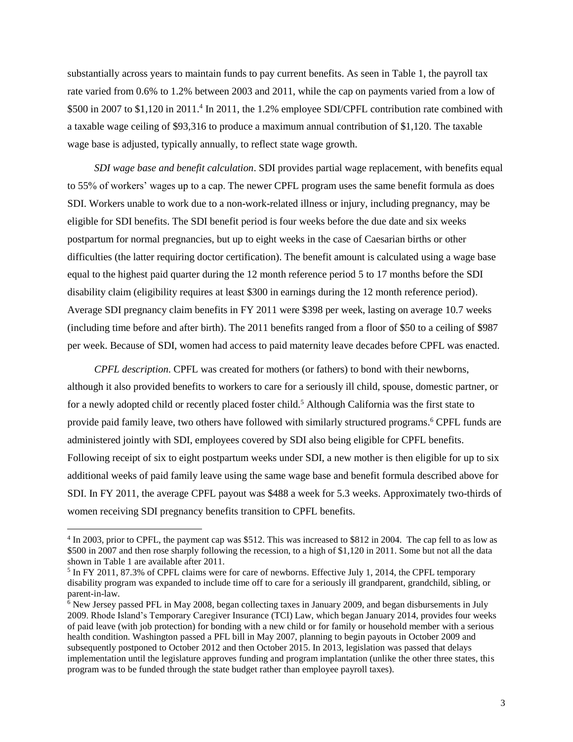substantially across years to maintain funds to pay current benefits. As seen in Table 1, the payroll tax rate varied from 0.6% to 1.2% between 2003 and 2011, while the cap on payments varied from a low of $500 in 2007 to $1,120 in 2011.[4] In 2011, the 1.2% employee SDI/CPFL contribution rate combined with a taxable wage ceiling of $93,316 to produce a maximum annual contribution of $1,120. The taxable wage base is adjusted, typically annually, to reflect state wage growth.

*SDI wage base and benefit calculation*. SDI provides partial wage replacement, with benefits equal to 55% of workers' wages up to a cap. The newer CPFL program uses the same benefit formula as does SDI. Workers unable to work due to a non-work-related illness or injury, including pregnancy, may be eligible for SDI benefits. The SDI benefit period is four weeks before the due date and six weeks postpartum for normal pregnancies, but up to eight weeks in the case of Caesarian births or other difficulties (the latter requiring doctor certification). The benefit amount is calculated using a wage base equal to the highest paid quarter during the 12 month reference period 5 to 17 months before the SDI disability claim (eligibility requires at least $300 in earnings during the 12 month reference period). Average SDI pregnancy claim benefits in FY 2011 were $398 per week, lasting on average 10.7 weeks (including time before and after birth). The 2011 benefits ranged from a floor of $50 to a ceiling of $987 per week. Because of SDI, women had access to paid maternity leave decades before CPFL was enacted.

*CPFL description*. CPFL was created for mothers (or fathers) to bond with their newborns, although it also provided benefits to workers to care for a seriously ill child, spouse, domestic partner, or for a newly adopted child or recently placed foster child.[5] Although California was the first state to provide paid family leave, two others have followed with similarly structured programs.[6] CPFL funds are administered jointly with SDI, employees covered by SDI also being eligible for CPFL benefits. Following receipt of six to eight postpartum weeks under SDI, a new mother is then eligible for up to six additional weeks of paid family leave using the same wage base and benefit formula described above for SDI. In FY 2011, the average CPFL payout was $488 a week for 5.3 weeks. Approximately two-thirds of women receiving SDI pregnancy benefits transition to CPFL benefits.

---

[4] In 2003, prior to CPFL, the payment cap was $512. This was increased to $812 in 2004. The cap fell to as low as $500 in 2007 and then rose sharply following the recession, to a high of $1,120 in 2011. Some but not all the data shown in Table 1 are available after 2011.

[5] In FY 2011, 87.3% of CPFL claims were for care of newborns. Effective July 1, 2014, the CPFL temporary disability program was expanded to include time off to care for a seriously ill grandparent, grandchild, sibling, or parent-in-law.

[6] New Jersey passed PFL in May 2008, began collecting taxes in January 2009, and began disbursements in July 2009. Rhode Island's Temporary Caregiver Insurance (TCI) Law, which began January 2014, provides four weeks of paid leave (with job protection) for bonding with a new child or for family or household member with a serious health condition. Washington passed a PFL bill in May 2007, planning to begin payouts in October 2009 and subsequently postponed to October 2012 and then October 2015. In 2013, legislation was passed that delays implementation until the legislature approves funding and program implantation (unlike the other three states, this program was to be funded through the state budget rather than employee payroll taxes).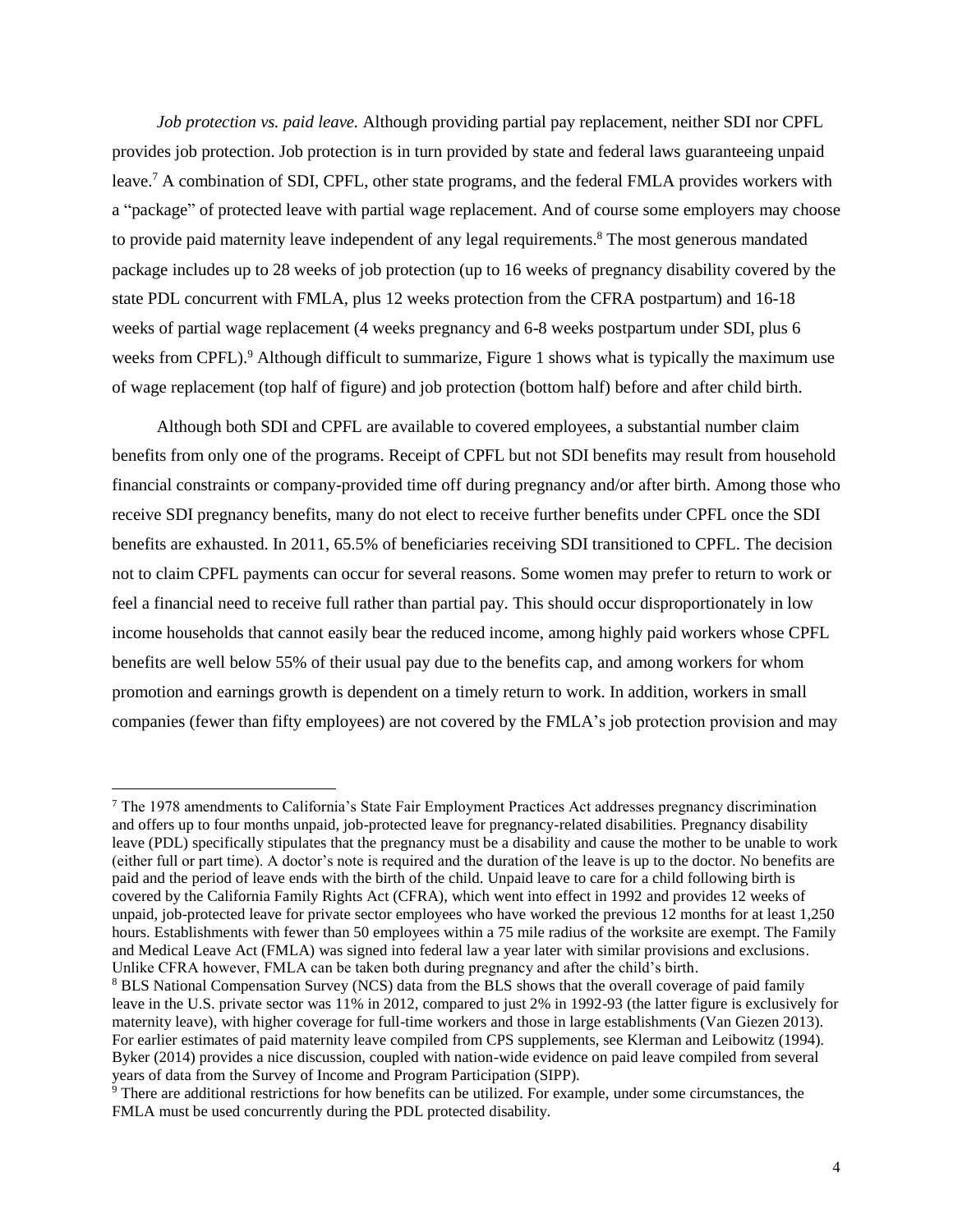*Job protection vs. paid leave.* Although providing partial pay replacement, neither SDI nor CPFL provides job protection. Job protection is in turn provided by state and federal laws guaranteeing unpaid leave.[7] A combination of SDI, CPFL, other state programs, and the federal FMLA provides workers with a "package" of protected leave with partial wage replacement. And of course some employers may choose to provide paid maternity leave independent of any legal requirements.[8] The most generous mandated package includes up to 28 weeks of job protection (up to 16 weeks of pregnancy disability covered by the state PDL concurrent with FMLA, plus 12 weeks protection from the CFRA postpartum) and 16-18 weeks of partial wage replacement (4 weeks pregnancy and 6-8 weeks postpartum under SDI, plus 6 weeks from CPFL).[9] Although difficult to summarize, Figure 1 shows what is typically the maximum use of wage replacement (top half of figure) and job protection (bottom half) before and after child birth.

Although both SDI and CPFL are available to covered employees, a substantial number claim benefits from only one of the programs. Receipt of CPFL but not SDI benefits may result from household financial constraints or company-provided time off during pregnancy and/or after birth. Among those who receive SDI pregnancy benefits, many do not elect to receive further benefits under CPFL once the SDI benefits are exhausted. In 2011, 65.5% of beneficiaries receiving SDI transitioned to CPFL. The decision not to claim CPFL payments can occur for several reasons. Some women may prefer to return to work or feel a financial need to receive full rather than partial pay. This should occur disproportionately in low income households that cannot easily bear the reduced income, among highly paid workers whose CPFL benefits are well below 55% of their usual pay due to the benefits cap, and among workers for whom promotion and earnings growth is dependent on a timely return to work. In addition, workers in small companies (fewer than fifty employees) are not covered by the FMLA's job protection provision and may

---

[7] The 1978 amendments to California's State Fair Employment Practices Act addresses pregnancy discrimination and offers up to four months unpaid, job-protected leave for pregnancy-related disabilities. Pregnancy disability leave (PDL) specifically stipulates that the pregnancy must be a disability and cause the mother to be unable to work (either full or part time). A doctor's note is required and the duration of the leave is up to the doctor. No benefits are paid and the period of leave ends with the birth of the child. Unpaid leave to care for a child following birth is covered by the California Family Rights Act (CFRA), which went into effect in 1992 and provides 12 weeks of unpaid, job-protected leave for private sector employees who have worked the previous 12 months for at least 1,250 hours. Establishments with fewer than 50 employees within a 75 mile radius of the worksite are exempt. The Family and Medical Leave Act (FMLA) was signed into federal law a year later with similar provisions and exclusions. Unlike CFRA however, FMLA can be taken both during pregnancy and after the child's birth.

[8] BLS National Compensation Survey (NCS) data from the BLS shows that the overall coverage of paid family leave in the U.S. private sector was 11% in 2012, compared to just 2% in 1992-93 (the latter figure is exclusively for maternity leave), with higher coverage for full-time workers and those in large establishments (Van Giezen 2013). For earlier estimates of paid maternity leave compiled from CPS supplements, see Klerman and Leibowitz (1994). Byker (2014) provides a nice discussion, coupled with nation-wide evidence on paid leave compiled from several years of data from the Survey of Income and Program Participation (SIPP).

[9] There are additional restrictions for how benefits can be utilized. For example, under some circumstances, the FMLA must be used concurrently during the PDL protected disability.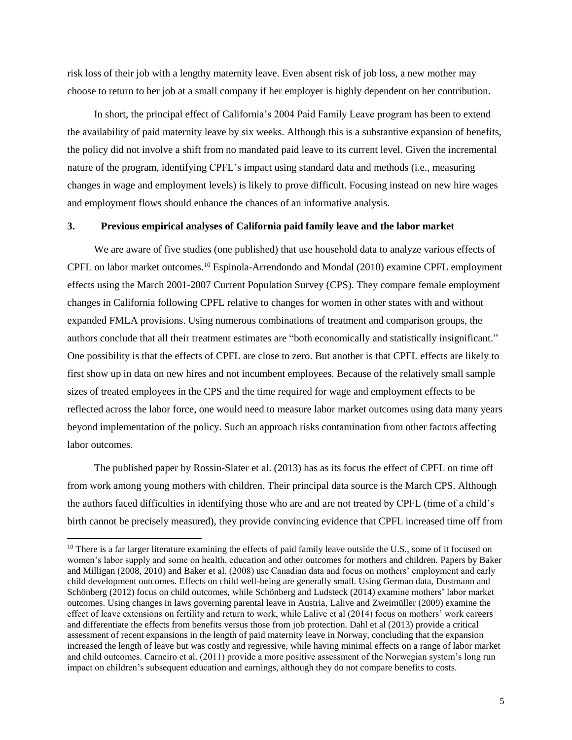risk loss of their job with a lengthy maternity leave. Even absent risk of job loss, a new mother may choose to return to her job at a small company if her employer is highly dependent on her contribution.

In short, the principal effect of California's 2004 Paid Family Leave program has been to extend the availability of paid maternity leave by six weeks. Although this is a substantive expansion of benefits, the policy did not involve a shift from no mandated paid leave to its current level. Given the incremental nature of the program, identifying CPFL's impact using standard data and methods (i.e., measuring changes in wage and employment levels) is likely to prove difficult. Focusing instead on new hire wages and employment flows should enhance the chances of an informative analysis.

## 3. Previous empirical analyses of California paid family leave and the labor market

We are aware of five studies (one published) that use household data to analyze various effects of CPFL on labor market outcomes.[10] Espinola-Arrendondo and Mondal (2010) examine CPFL employment effects using the March 2001-2007 Current Population Survey (CPS). They compare female employment changes in California following CPFL relative to changes for women in other states with and without expanded FMLA provisions. Using numerous combinations of treatment and comparison groups, the authors conclude that all their treatment estimates are "both economically and statistically insignificant." One possibility is that the effects of CPFL are close to zero. But another is that CPFL effects are likely to first show up in data on new hires and not incumbent employees. Because of the relatively small sample sizes of treated employees in the CPS and the time required for wage and employment effects to be reflected across the labor force, one would need to measure labor market outcomes using data many years beyond implementation of the policy. Such an approach risks contamination from other factors affecting labor outcomes.

The published paper by Rossin-Slater et al. (2013) has as its focus the effect of CPFL on time off from work among young mothers with children. Their principal data source is the March CPS. Although the authors faced difficulties in identifying those who are and are not treated by CPFL (time of a child's birth cannot be precisely measured), they provide convincing evidence that CPFL increased time off from

[10] There is a far larger literature examining the effects of paid family leave outside the U.S., some of it focused on women's labor supply and some on health, education and other outcomes for mothers and children. Papers by Baker and Milligan (2008, 2010) and Baker et al. (2008) use Canadian data and focus on mothers' employment and early child development outcomes. Effects on child well-being are generally small. Using German data, Dustmann and Schönberg (2012) focus on child outcomes, while Schönberg and Ludsteck (2014) examine mothers' labor market outcomes. Using changes in laws governing parental leave in Austria, Lalive and Zweimüller (2009) examine the effect of leave extensions on fertility and return to work, while Lalive et al (2014) focus on mothers' work careers and differentiate the effects from benefits versus those from job protection. Dahl et al (2013) provide a critical assessment of recent expansions in the length of paid maternity leave in Norway, concluding that the expansion increased the length of leave but was costly and regressive, while having minimal effects on a range of labor market and child outcomes. Carneiro et al. (2011) provide a more positive assessment of the Norwegian system's long run impact on children's subsequent education and earnings, although they do not compare benefits to costs.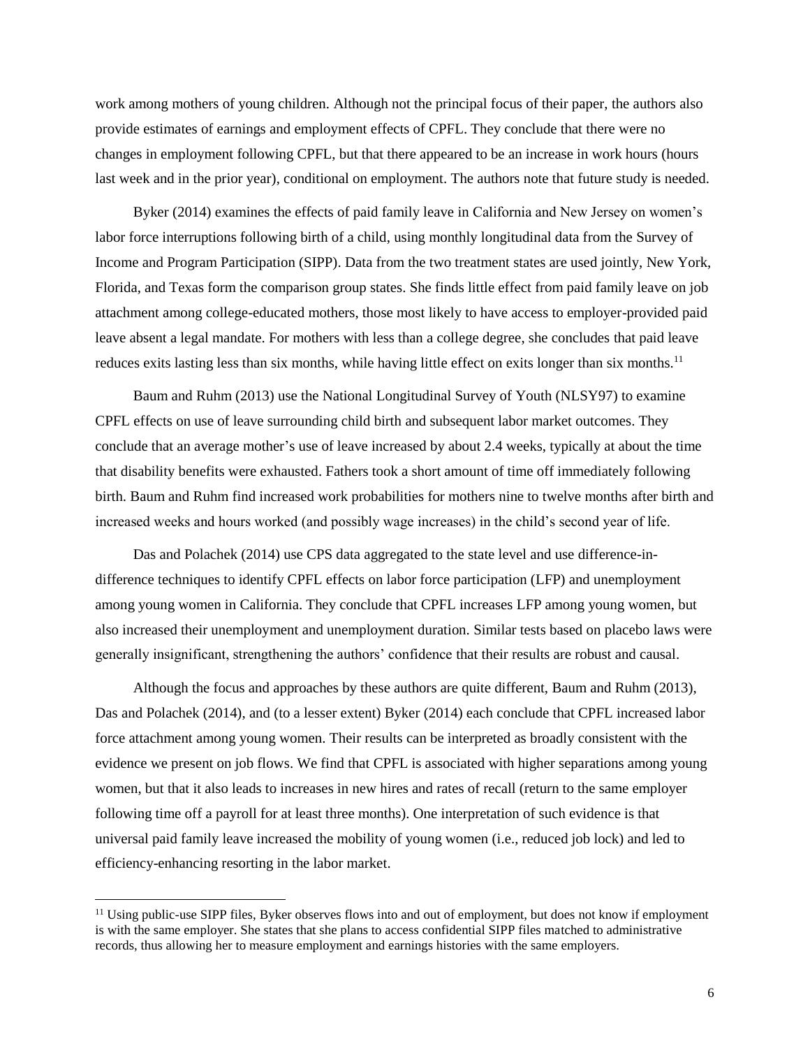work among mothers of young children. Although not the principal focus of their paper, the authors also provide estimates of earnings and employment effects of CPFL. They conclude that there were no changes in employment following CPFL, but that there appeared to be an increase in work hours (hours last week and in the prior year), conditional on employment. The authors note that future study is needed.

Byker (2014) examines the effects of paid family leave in California and New Jersey on women's labor force interruptions following birth of a child, using monthly longitudinal data from the Survey of Income and Program Participation (SIPP). Data from the two treatment states are used jointly, New York, Florida, and Texas form the comparison group states. She finds little effect from paid family leave on job attachment among college-educated mothers, those most likely to have access to employer-provided paid leave absent a legal mandate. For mothers with less than a college degree, she concludes that paid leave reduces exits lasting less than six months, while having little effect on exits longer than six months.[11]

Baum and Ruhm (2013) use the National Longitudinal Survey of Youth (NLSY97) to examine CPFL effects on use of leave surrounding child birth and subsequent labor market outcomes. They conclude that an average mother's use of leave increased by about 2.4 weeks, typically at about the time that disability benefits were exhausted. Fathers took a short amount of time off immediately following birth. Baum and Ruhm find increased work probabilities for mothers nine to twelve months after birth and increased weeks and hours worked (and possibly wage increases) in the child's second year of life.

Das and Polachek (2014) use CPS data aggregated to the state level and use difference-in-difference techniques to identify CPFL effects on labor force participation (LFP) and unemployment among young women in California. They conclude that CPFL increases LFP among young women, but also increased their unemployment and unemployment duration. Similar tests based on placebo laws were generally insignificant, strengthening the authors' confidence that their results are robust and causal.

Although the focus and approaches by these authors are quite different, Baum and Ruhm (2013), Das and Polachek (2014), and (to a lesser extent) Byker (2014) each conclude that CPFL increased labor force attachment among young women. Their results can be interpreted as broadly consistent with the evidence we present on job flows. We find that CPFL is associated with higher separations among young women, but that it also leads to increases in new hires and rates of recall (return to the same employer following time off a payroll for at least three months). One interpretation of such evidence is that universal paid family leave increased the mobility of young women (i.e., reduced job lock) and led to efficiency-enhancing resorting in the labor market.

[11] Using public-use SIPP files, Byker observes flows into and out of employment, but does not know if employment is with the same employer. She states that she plans to access confidential SIPP files matched to administrative records, thus allowing her to measure employment and earnings histories with the same employers.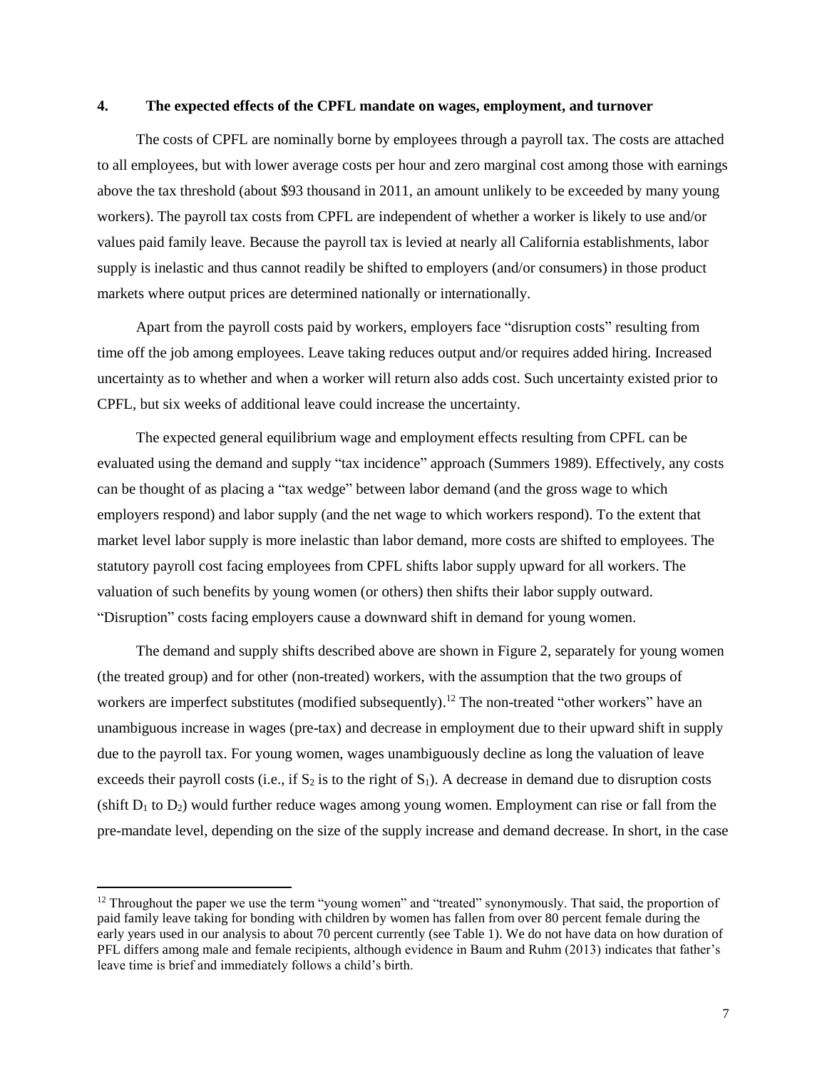## 4. The expected effects of the CPFL mandate on wages, employment, and turnover

The costs of CPFL are nominally borne by employees through a payroll tax. The costs are attached to all employees, but with lower average costs per hour and zero marginal cost among those with earnings above the tax threshold (about $93 thousand in 2011, an amount unlikely to be exceeded by many young workers). The payroll tax costs from CPFL are independent of whether a worker is likely to use and/or values paid family leave. Because the payroll tax is levied at nearly all California establishments, labor supply is inelastic and thus cannot readily be shifted to employers (and/or consumers) in those product markets where output prices are determined nationally or internationally.

Apart from the payroll costs paid by workers, employers face "disruption costs" resulting from time off the job among employees. Leave taking reduces output and/or requires added hiring. Increased uncertainty as to whether and when a worker will return also adds cost. Such uncertainty existed prior to CPFL, but six weeks of additional leave could increase the uncertainty.

The expected general equilibrium wage and employment effects resulting from CPFL can be evaluated using the demand and supply "tax incidence" approach (Summers 1989). Effectively, any costs can be thought of as placing a "tax wedge" between labor demand (and the gross wage to which employers respond) and labor supply (and the net wage to which workers respond). To the extent that market level labor supply is more inelastic than labor demand, more costs are shifted to employees. The statutory payroll cost facing employees from CPFL shifts labor supply upward for all workers. The valuation of such benefits by young women (or others) then shifts their labor supply outward. "Disruption" costs facing employers cause a downward shift in demand for young women.

The demand and supply shifts described above are shown in Figure 2, separately for young women (the treated group) and for other (non-treated) workers, with the assumption that the two groups of workers are imperfect substitutes (modified subsequently).[12] The non-treated "other workers" have an unambiguous increase in wages (pre-tax) and decrease in employment due to their upward shift in supply due to the payroll tax. For young women, wages unambiguously decline as long the valuation of leave exceeds their payroll costs (i.e., if $S_2$ is to the right of $S_1$). A decrease in demand due to disruption costs (shift $D_1$ to $D_2$) would further reduce wages among young women. Employment can rise or fall from the pre-mandate level, depending on the size of the supply increase and demand decrease. In short, in the case

[12] Throughout the paper we use the term "young women" and "treated" synonymously. That said, the proportion of paid family leave taking for bonding with children by women has fallen from over 80 percent female during the early years used in our analysis to about 70 percent currently (see Table 1). We do not have data on how duration of PFL differs among male and female recipients, although evidence in Baum and Ruhm (2013) indicates that father's leave time is brief and immediately follows a child's birth.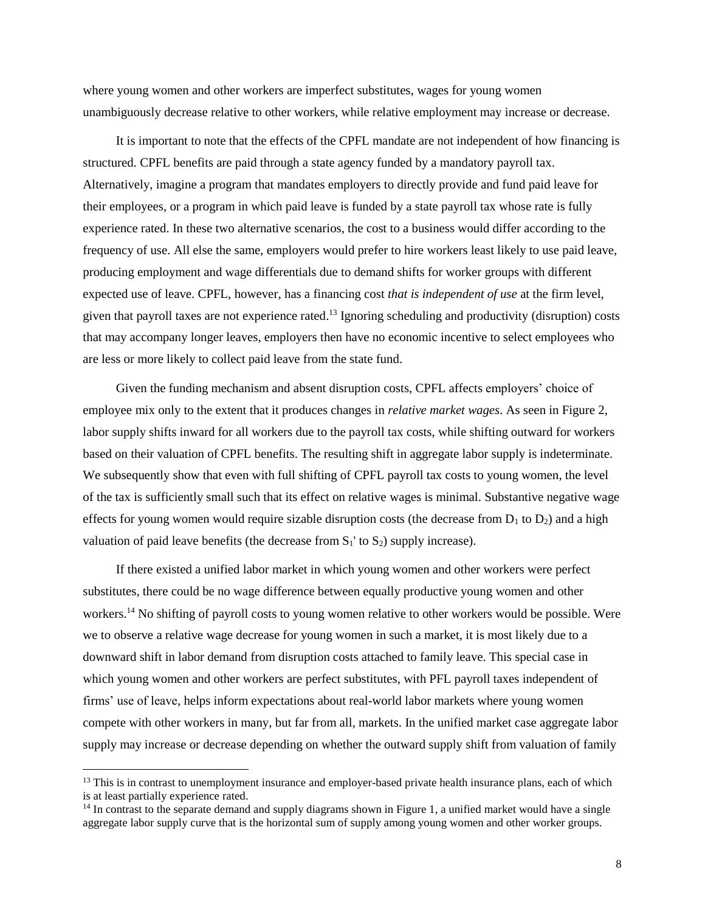where young women and other workers are imperfect substitutes, wages for young women unambiguously decrease relative to other workers, while relative employment may increase or decrease.

It is important to note that the effects of the CPFL mandate are not independent of how financing is structured. CPFL benefits are paid through a state agency funded by a mandatory payroll tax. Alternatively, imagine a program that mandates employers to directly provide and fund paid leave for their employees, or a program in which paid leave is funded by a state payroll tax whose rate is fully experience rated. In these two alternative scenarios, the cost to a business would differ according to the frequency of use. All else the same, employers would prefer to hire workers least likely to use paid leave, producing employment and wage differentials due to demand shifts for worker groups with different expected use of leave. CPFL, however, has a financing cost *that is independent of use* at the firm level, given that payroll taxes are not experience rated.[13] Ignoring scheduling and productivity (disruption) costs that may accompany longer leaves, employers then have no economic incentive to select employees who are less or more likely to collect paid leave from the state fund.

Given the funding mechanism and absent disruption costs, CPFL affects employers' choice of employee mix only to the extent that it produces changes in *relative market wages*. As seen in Figure 2, labor supply shifts inward for all workers due to the payroll tax costs, while shifting outward for workers based on their valuation of CPFL benefits. The resulting shift in aggregate labor supply is indeterminate. We subsequently show that even with full shifting of CPFL payroll tax costs to young women, the level of the tax is sufficiently small such that its effect on relative wages is minimal. Substantive negative wage effects for young women would require sizable disruption costs (the decrease from $D_1$ to $D_2$) and a high valuation of paid leave benefits (the decrease from $S_1'$ to $S_2$) supply increase).

If there existed a unified labor market in which young women and other workers were perfect substitutes, there could be no wage difference between equally productive young women and other workers.[14] No shifting of payroll costs to young women relative to other workers would be possible. Were we to observe a relative wage decrease for young women in such a market, it is most likely due to a downward shift in labor demand from disruption costs attached to family leave. This special case in which young women and other workers are perfect substitutes, with PFL payroll taxes independent of firms' use of leave, helps inform expectations about real-world labor markets where young women compete with other workers in many, but far from all, markets. In the unified market case aggregate labor supply may increase or decrease depending on whether the outward supply shift from valuation of family

---

[13] This is in contrast to unemployment insurance and employer-based private health insurance plans, each of which is at least partially experience rated.

[14] In contrast to the separate demand and supply diagrams shown in Figure 1, a unified market would have a single aggregate labor supply curve that is the horizontal sum of supply among young women and other worker groups.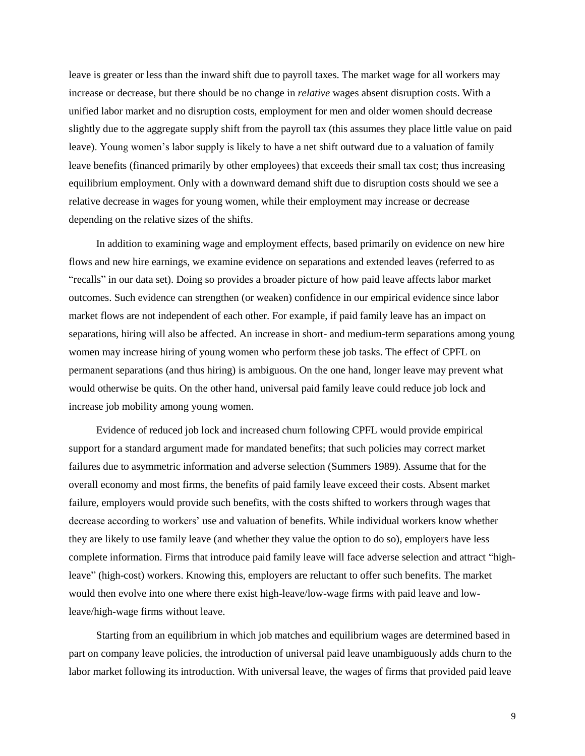leave is greater or less than the inward shift due to payroll taxes. The market wage for all workers may increase or decrease, but there should be no change in *relative* wages absent disruption costs. With a unified labor market and no disruption costs, employment for men and older women should decrease slightly due to the aggregate supply shift from the payroll tax (this assumes they place little value on paid leave). Young women's labor supply is likely to have a net shift outward due to a valuation of family leave benefits (financed primarily by other employees) that exceeds their small tax cost; thus increasing equilibrium employment. Only with a downward demand shift due to disruption costs should we see a relative decrease in wages for young women, while their employment may increase or decrease depending on the relative sizes of the shifts.

In addition to examining wage and employment effects, based primarily on evidence on new hire flows and new hire earnings, we examine evidence on separations and extended leaves (referred to as "recalls" in our data set). Doing so provides a broader picture of how paid leave affects labor market outcomes. Such evidence can strengthen (or weaken) confidence in our empirical evidence since labor market flows are not independent of each other. For example, if paid family leave has an impact on separations, hiring will also be affected. An increase in short- and medium-term separations among young women may increase hiring of young women who perform these job tasks. The effect of CPFL on permanent separations (and thus hiring) is ambiguous. On the one hand, longer leave may prevent what would otherwise be quits. On the other hand, universal paid family leave could reduce job lock and increase job mobility among young women.

Evidence of reduced job lock and increased churn following CPFL would provide empirical support for a standard argument made for mandated benefits; that such policies may correct market failures due to asymmetric information and adverse selection (Summers 1989). Assume that for the overall economy and most firms, the benefits of paid family leave exceed their costs. Absent market failure, employers would provide such benefits, with the costs shifted to workers through wages that decrease according to workers' use and valuation of benefits. While individual workers know whether they are likely to use family leave (and whether they value the option to do so), employers have less complete information. Firms that introduce paid family leave will face adverse selection and attract "high-leave" (high-cost) workers. Knowing this, employers are reluctant to offer such benefits. The market would then evolve into one where there exist high-leave/low-wage firms with paid leave and low-leave/high-wage firms without leave.

Starting from an equilibrium in which job matches and equilibrium wages are determined based in part on company leave policies, the introduction of universal paid leave unambiguously adds churn to the labor market following its introduction. With universal leave, the wages of firms that provided paid leave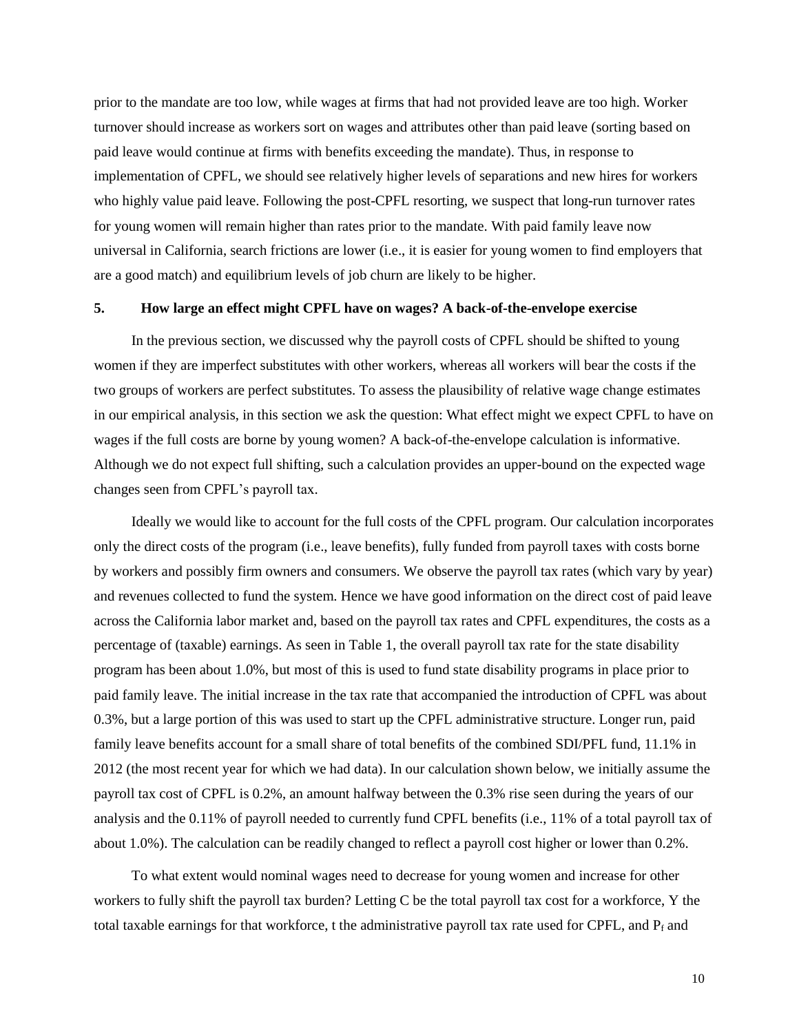prior to the mandate are too low, while wages at firms that had not provided leave are too high. Worker turnover should increase as workers sort on wages and attributes other than paid leave (sorting based on paid leave would continue at firms with benefits exceeding the mandate). Thus, in response to implementation of CPFL, we should see relatively higher levels of separations and new hires for workers who highly value paid leave. Following the post-CPFL resorting, we suspect that long-run turnover rates for young women will remain higher than rates prior to the mandate. With paid family leave now universal in California, search frictions are lower (i.e., it is easier for young women to find employers that are a good match) and equilibrium levels of job churn are likely to be higher.

## 5. How large an effect might CPFL have on wages? A back-of-the-envelope exercise

In the previous section, we discussed why the payroll costs of CPFL should be shifted to young women if they are imperfect substitutes with other workers, whereas all workers will bear the costs if the two groups of workers are perfect substitutes. To assess the plausibility of relative wage change estimates in our empirical analysis, in this section we ask the question: What effect might we expect CPFL to have on wages if the full costs are borne by young women? A back-of-the-envelope calculation is informative. Although we do not expect full shifting, such a calculation provides an upper-bound on the expected wage changes seen from CPFL's payroll tax.

Ideally we would like to account for the full costs of the CPFL program. Our calculation incorporates only the direct costs of the program (i.e., leave benefits), fully funded from payroll taxes with costs borne by workers and possibly firm owners and consumers. We observe the payroll tax rates (which vary by year) and revenues collected to fund the system. Hence we have good information on the direct cost of paid leave across the California labor market and, based on the payroll tax rates and CPFL expenditures, the costs as a percentage of (taxable) earnings. As seen in Table 1, the overall payroll tax rate for the state disability program has been about 1.0%, but most of this is used to fund state disability programs in place prior to paid family leave. The initial increase in the tax rate that accompanied the introduction of CPFL was about 0.3%, but a large portion of this was used to start up the CPFL administrative structure. Longer run, paid family leave benefits account for a small share of total benefits of the combined SDI/PFL fund, 11.1% in 2012 (the most recent year for which we had data). In our calculation shown below, we initially assume the payroll tax cost of CPFL is 0.2%, an amount halfway between the 0.3% rise seen during the years of our analysis and the 0.11% of payroll needed to currently fund CPFL benefits (i.e., 11% of a total payroll tax of about 1.0%). The calculation can be readily changed to reflect a payroll cost higher or lower than 0.2%.

To what extent would nominal wages need to decrease for young women and increase for other workers to fully shift the payroll tax burden? Letting C be the total payroll tax cost for a workforce, Y the total taxable earnings for that workforce, t the administrative payroll tax rate used for CPFL, and $P_f$ and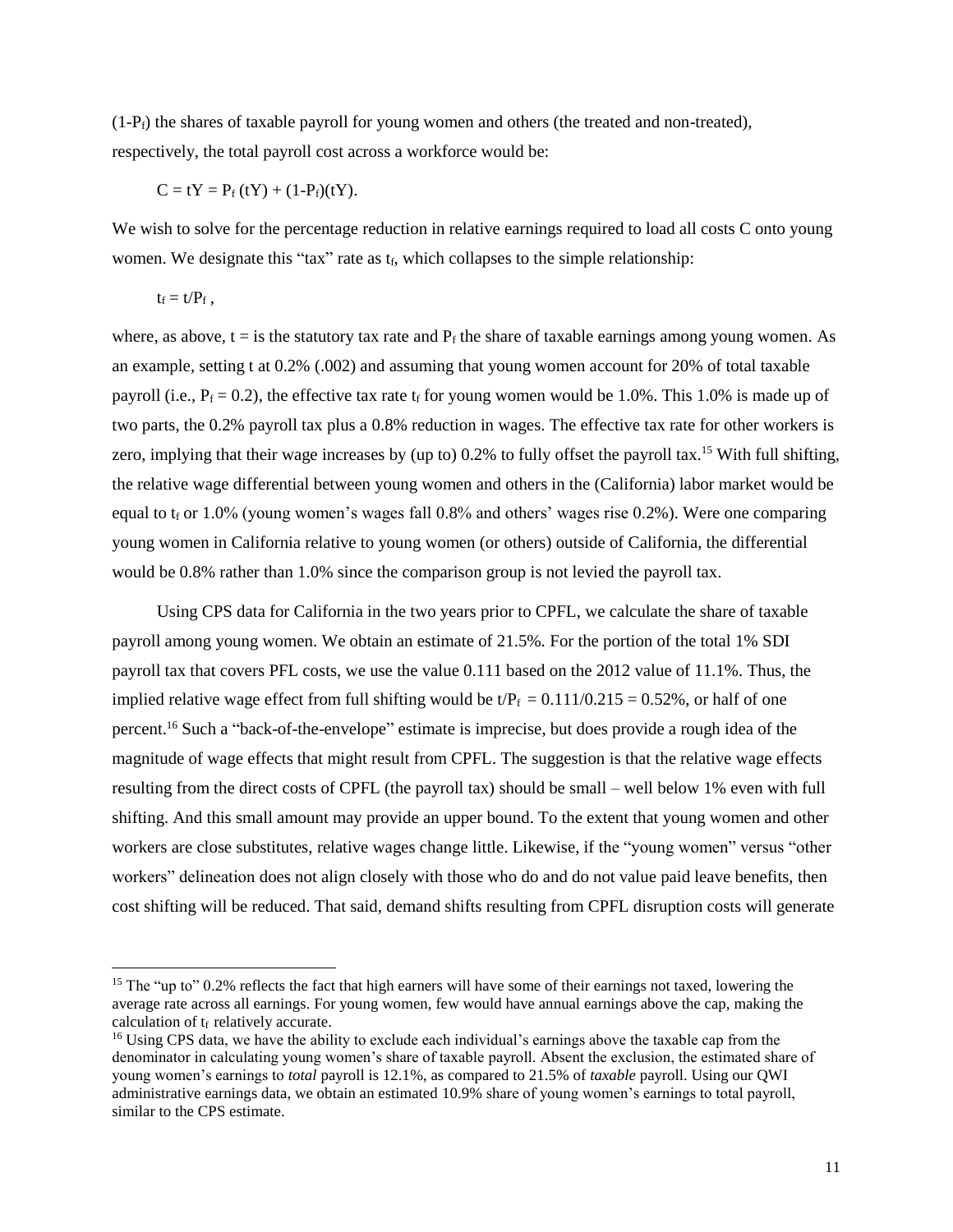($1-P_f$) the shares of taxable payroll for young women and others (the treated and non-treated), respectively, the total payroll cost across a workforce would be:

$$C = tY = P_f\,(tY) + (1-P_f)(tY).$$

We wish to solve for the percentage reduction in relative earnings required to load all costs C onto young women. We designate this "tax" rate as $t_f$, which collapses to the simple relationship:

$$t_f = t/P_f\,,$$

where, as above, $t$ = is the statutory tax rate and $P_f$ the share of taxable earnings among young women. As an example, setting t at 0.2% (.002) and assuming that young women account for 20% of total taxable payroll (i.e., $P_f = 0.2$), the effective tax rate $t_f$ for young women would be 1.0%. This 1.0% is made up of two parts, the 0.2% payroll tax plus a 0.8% reduction in wages. The effective tax rate for other workers is zero, implying that their wage increases by (up to) 0.2% to fully offset the payroll tax.[15] With full shifting, the relative wage differential between young women and others in the (California) labor market would be equal to $t_f$ or 1.0% (young women's wages fall 0.8% and others' wages rise 0.2%). Were one comparing young women in California relative to young women (or others) outside of California, the differential would be 0.8% rather than 1.0% since the comparison group is not levied the payroll tax.

Using CPS data for California in the two years prior to CPFL, we calculate the share of taxable payroll among young women. We obtain an estimate of 21.5%. For the portion of the total 1% SDI payroll tax that covers PFL costs, we use the value 0.111 based on the 2012 value of 11.1%. Thus, the implied relative wage effect from full shifting would be $t/P_f = 0.111/0.215 = 0.52\%$, or half of one percent.[16] Such a "back-of-the-envelope" estimate is imprecise, but does provide a rough idea of the magnitude of wage effects that might result from CPFL. The suggestion is that the relative wage effects resulting from the direct costs of CPFL (the payroll tax) should be small – well below 1% even with full shifting. And this small amount may provide an upper bound. To the extent that young women and other workers are close substitutes, relative wages change little. Likewise, if the "young women" versus "other workers" delineation does not align closely with those who do and do not value paid leave benefits, then cost shifting will be reduced. That said, demand shifts resulting from CPFL disruption costs will generate

[15] The "up to" 0.2% reflects the fact that high earners will have some of their earnings not taxed, lowering the average rate across all earnings. For young women, few would have annual earnings above the cap, making the calculation of $t_f$ relatively accurate.

[16] Using CPS data, we have the ability to exclude each individual's earnings above the taxable cap from the denominator in calculating young women's share of taxable payroll. Absent the exclusion, the estimated share of young women's earnings to *total* payroll is 12.1%, as compared to 21.5% of *taxable* payroll. Using our QWI administrative earnings data, we obtain an estimated 10.9% share of young women's earnings to total payroll, similar to the CPS estimate.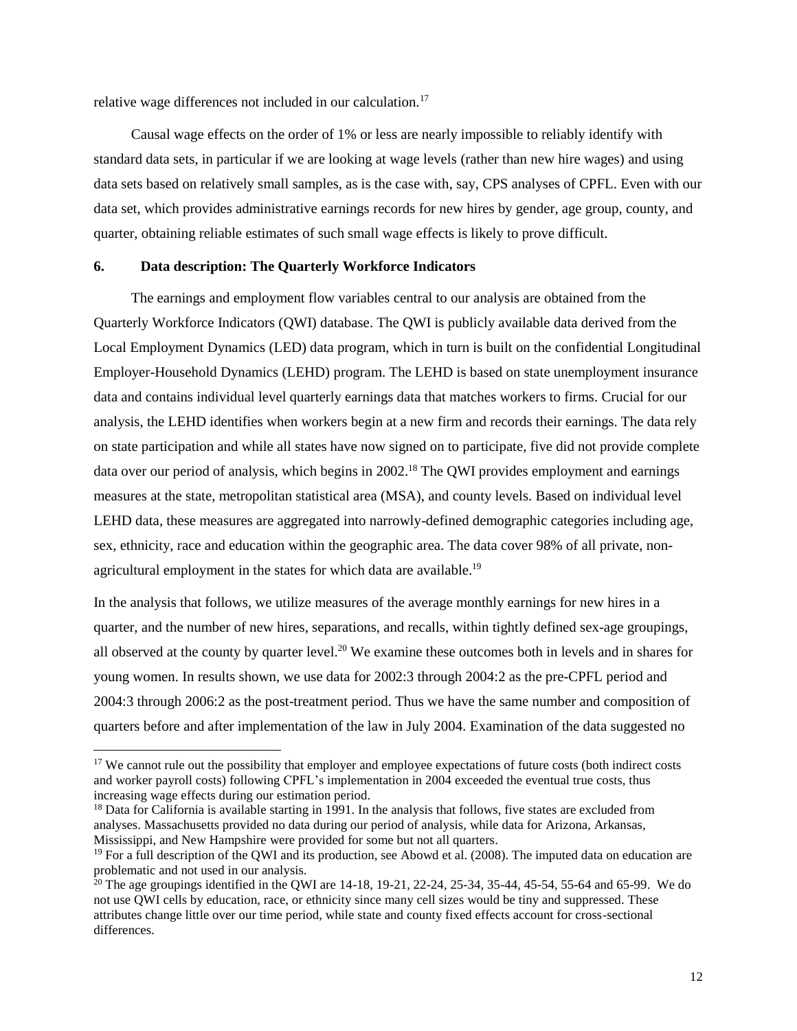relative wage differences not included in our calculation.[17]

Causal wage effects on the order of 1% or less are nearly impossible to reliably identify with standard data sets, in particular if we are looking at wage levels (rather than new hire wages) and using data sets based on relatively small samples, as is the case with, say, CPS analyses of CPFL. Even with our data set, which provides administrative earnings records for new hires by gender, age group, county, and quarter, obtaining reliable estimates of such small wage effects is likely to prove difficult.

## 6. Data description: The Quarterly Workforce Indicators

The earnings and employment flow variables central to our analysis are obtained from the Quarterly Workforce Indicators (QWI) database. The QWI is publicly available data derived from the Local Employment Dynamics (LED) data program, which in turn is built on the confidential Longitudinal Employer-Household Dynamics (LEHD) program. The LEHD is based on state unemployment insurance data and contains individual level quarterly earnings data that matches workers to firms. Crucial for our analysis, the LEHD identifies when workers begin at a new firm and records their earnings. The data rely on state participation and while all states have now signed on to participate, five did not provide complete data over our period of analysis, which begins in 2002.[18] The QWI provides employment and earnings measures at the state, metropolitan statistical area (MSA), and county levels. Based on individual level LEHD data, these measures are aggregated into narrowly-defined demographic categories including age, sex, ethnicity, race and education within the geographic area. The data cover 98% of all private, non-agricultural employment in the states for which data are available.[19]

In the analysis that follows, we utilize measures of the average monthly earnings for new hires in a quarter, and the number of new hires, separations, and recalls, within tightly defined sex-age groupings, all observed at the county by quarter level.[20] We examine these outcomes both in levels and in shares for young women. In results shown, we use data for 2002:3 through 2004:2 as the pre-CPFL period and 2004:3 through 2006:2 as the post-treatment period. Thus we have the same number and composition of quarters before and after implementation of the law in July 2004. Examination of the data suggested no

---

[17] We cannot rule out the possibility that employer and employee expectations of future costs (both indirect costs and worker payroll costs) following CPFL's implementation in 2004 exceeded the eventual true costs, thus increasing wage effects during our estimation period.

[18] Data for California is available starting in 1991. In the analysis that follows, five states are excluded from analyses. Massachusetts provided no data during our period of analysis, while data for Arizona, Arkansas, Mississippi, and New Hampshire were provided for some but not all quarters.

[19] For a full description of the QWI and its production, see Abowd et al. (2008). The imputed data on education are problematic and not used in our analysis.

[20] The age groupings identified in the QWI are 14-18, 19-21, 22-24, 25-34, 35-44, 45-54, 55-64 and 65-99. We do not use QWI cells by education, race, or ethnicity since many cell sizes would be tiny and suppressed. These attributes change little over our time period, while state and county fixed effects account for cross-sectional differences.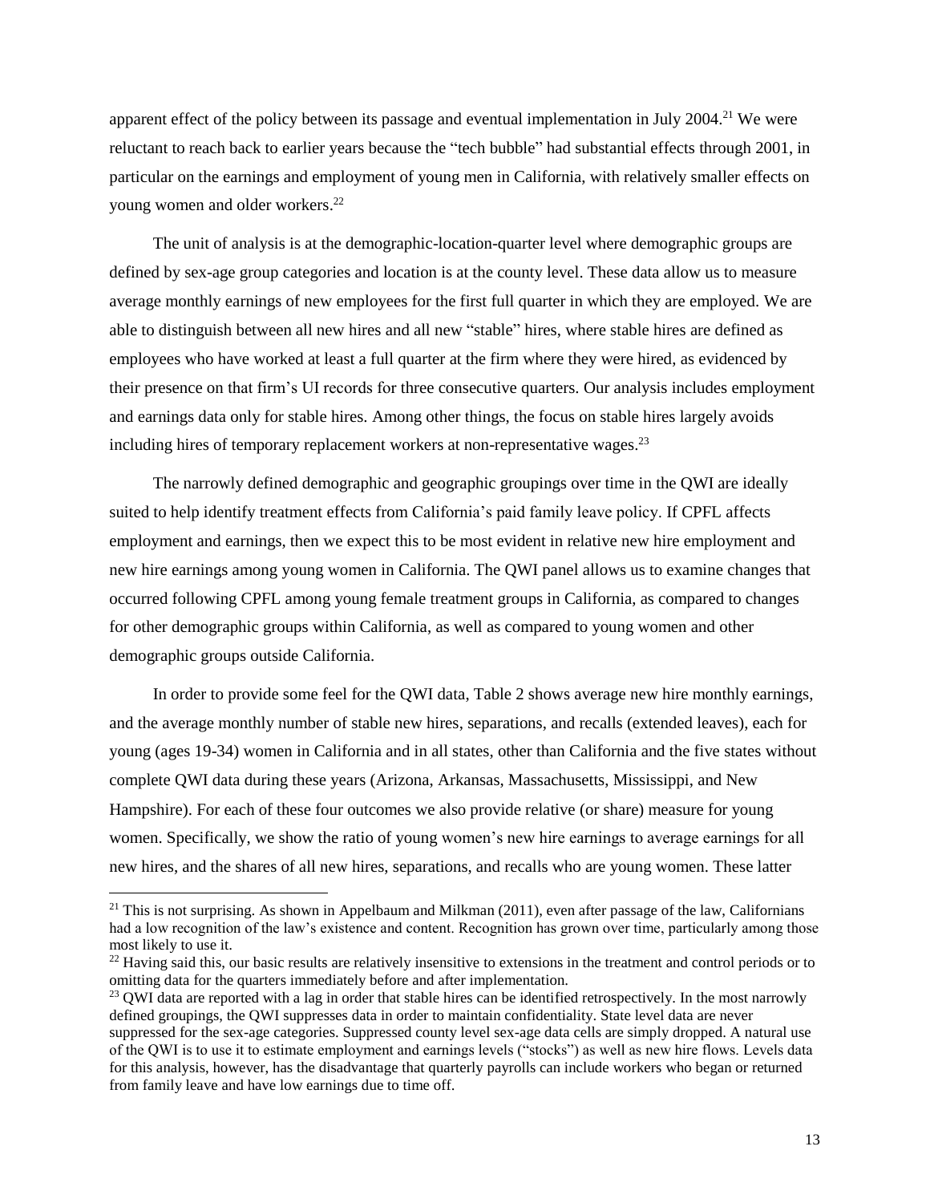apparent effect of the policy between its passage and eventual implementation in July 2004.[21] We were reluctant to reach back to earlier years because the "tech bubble" had substantial effects through 2001, in particular on the earnings and employment of young men in California, with relatively smaller effects on young women and older workers.[22]

The unit of analysis is at the demographic-location-quarter level where demographic groups are defined by sex-age group categories and location is at the county level. These data allow us to measure average monthly earnings of new employees for the first full quarter in which they are employed. We are able to distinguish between all new hires and all new "stable" hires, where stable hires are defined as employees who have worked at least a full quarter at the firm where they were hired, as evidenced by their presence on that firm's UI records for three consecutive quarters. Our analysis includes employment and earnings data only for stable hires. Among other things, the focus on stable hires largely avoids including hires of temporary replacement workers at non-representative wages.[23]

The narrowly defined demographic and geographic groupings over time in the QWI are ideally suited to help identify treatment effects from California's paid family leave policy. If CPFL affects employment and earnings, then we expect this to be most evident in relative new hire employment and new hire earnings among young women in California. The QWI panel allows us to examine changes that occurred following CPFL among young female treatment groups in California, as compared to changes for other demographic groups within California, as well as compared to young women and other demographic groups outside California.

In order to provide some feel for the QWI data, Table 2 shows average new hire monthly earnings, and the average monthly number of stable new hires, separations, and recalls (extended leaves), each for young (ages 19-34) women in California and in all states, other than California and the five states without complete QWI data during these years (Arizona, Arkansas, Massachusetts, Mississippi, and New Hampshire). For each of these four outcomes we also provide relative (or share) measure for young women. Specifically, we show the ratio of young women's new hire earnings to average earnings for all new hires, and the shares of all new hires, separations, and recalls who are young women. These latter

[21] This is not surprising. As shown in Appelbaum and Milkman (2011), even after passage of the law, Californians had a low recognition of the law's existence and content. Recognition has grown over time, particularly among those most likely to use it.

[22] Having said this, our basic results are relatively insensitive to extensions in the treatment and control periods or to omitting data for the quarters immediately before and after implementation.

[23] QWI data are reported with a lag in order that stable hires can be identified retrospectively. In the most narrowly defined groupings, the QWI suppresses data in order to maintain confidentiality. State level data are never suppressed for the sex-age categories. Suppressed county level sex-age data cells are simply dropped. A natural use of the QWI is to use it to estimate employment and earnings levels ("stocks") as well as new hire flows. Levels data for this analysis, however, has the disadvantage that quarterly payrolls can include workers who began or returned from family leave and have low earnings due to time off.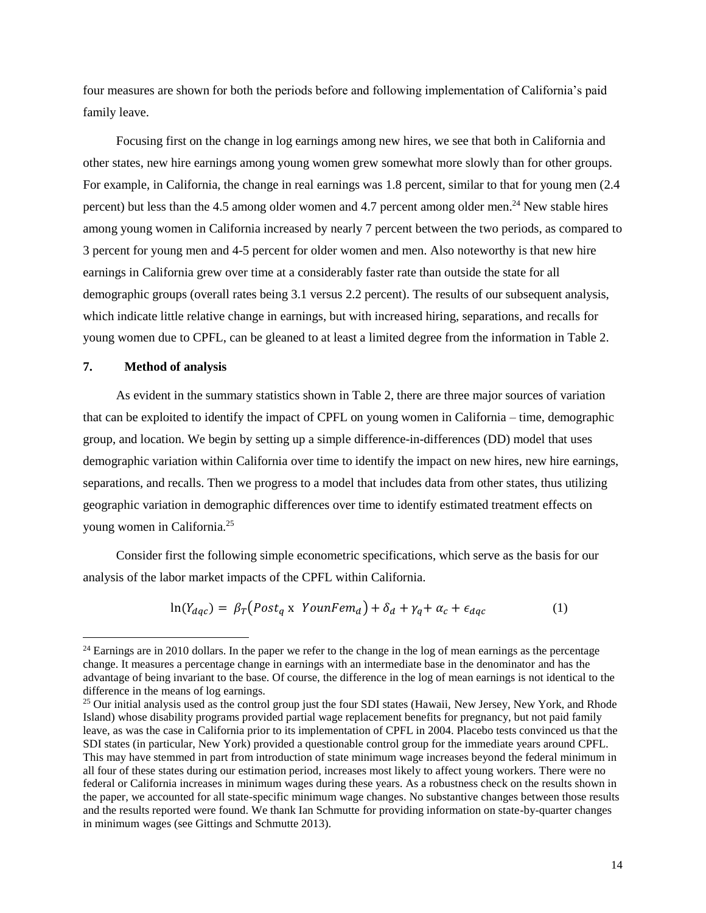four measures are shown for both the periods before and following implementation of California's paid family leave.

Focusing first on the change in log earnings among new hires, we see that both in California and other states, new hire earnings among young women grew somewhat more slowly than for other groups. For example, in California, the change in real earnings was 1.8 percent, similar to that for young men (2.4 percent) but less than the 4.5 among older women and 4.7 percent among older men.[24] New stable hires among young women in California increased by nearly 7 percent between the two periods, as compared to 3 percent for young men and 4-5 percent for older women and men. Also noteworthy is that new hire earnings in California grew over time at a considerably faster rate than outside the state for all demographic groups (overall rates being 3.1 versus 2.2 percent). The results of our subsequent analysis, which indicate little relative change in earnings, but with increased hiring, separations, and recalls for young women due to CPFL, can be gleaned to at least a limited degree from the information in Table 2.

## 7. Method of analysis

As evident in the summary statistics shown in Table 2, there are three major sources of variation that can be exploited to identify the impact of CPFL on young women in California – time, demographic group, and location. We begin by setting up a simple difference-in-differences (DD) model that uses demographic variation within California over time to identify the impact on new hires, new hire earnings, separations, and recalls. Then we progress to a model that includes data from other states, thus utilizing geographic variation in demographic differences over time to identify estimated treatment effects on young women in California.[25]

Consider first the following simple econometric specifications, which serve as the basis for our analysis of the labor market impacts of the CPFL within California.

$$\ln(Y_{dqc}) = \beta_T\left(Post_q \text{ x } YounFem_d\right) + \delta_d + \gamma_q + \alpha_c + \epsilon_{dqc} \qquad (1)$$

[24] Earnings are in 2010 dollars. In the paper we refer to the change in the log of mean earnings as the percentage change. It measures a percentage change in earnings with an intermediate base in the denominator and has the advantage of being invariant to the base. Of course, the difference in the log of mean earnings is not identical to the difference in the means of log earnings.

[25] Our initial analysis used as the control group just the four SDI states (Hawaii, New Jersey, New York, and Rhode Island) whose disability programs provided partial wage replacement benefits for pregnancy, but not paid family leave, as was the case in California prior to its implementation of CPFL in 2004. Placebo tests convinced us that the SDI states (in particular, New York) provided a questionable control group for the immediate years around CPFL. This may have stemmed in part from introduction of state minimum wage increases beyond the federal minimum in all four of these states during our estimation period, increases most likely to affect young workers. There were no federal or California increases in minimum wages during these years. As a robustness check on the results shown in the paper, we accounted for all state-specific minimum wage changes. No substantive changes between those results and the results reported were found. We thank Ian Schmutte for providing information on state-by-quarter changes in minimum wages (see Gittings and Schmutte 2013).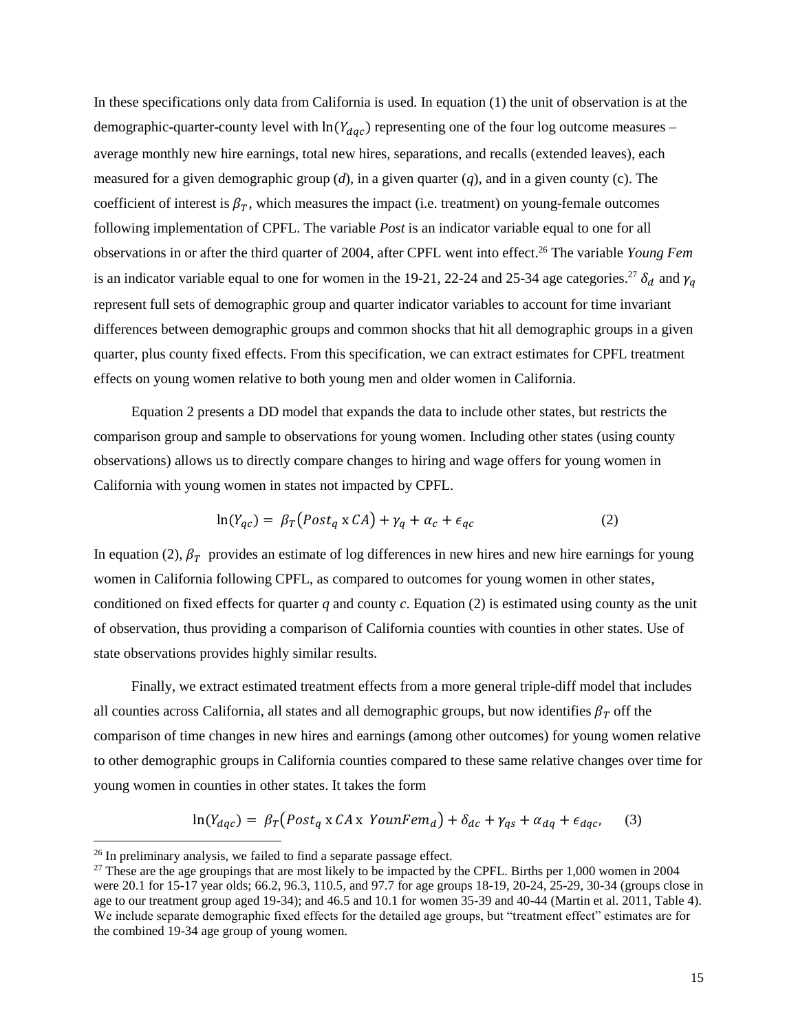In these specifications only data from California is used. In equation (1) the unit of observation is at the demographic-quarter-county level with $\ln(Y_{dqc})$ representing one of the four log outcome measures – average monthly new hire earnings, total new hires, separations, and recalls (extended leaves), each measured for a given demographic group (*d*), in a given quarter (*q*), and in a given county (c). The coefficient of interest is $\beta_T$, which measures the impact (i.e. treatment) on young-female outcomes following implementation of CPFL. The variable *Post* is an indicator variable equal to one for all observations in or after the third quarter of 2004, after CPFL went into effect.[26] The variable *Young Fem* is an indicator variable equal to one for women in the 19-21, 22-24 and 25-34 age categories.[27] $\delta_d$ and $\gamma_q$ represent full sets of demographic group and quarter indicator variables to account for time invariant differences between demographic groups and common shocks that hit all demographic groups in a given quarter, plus county fixed effects. From this specification, we can extract estimates for CPFL treatment effects on young women relative to both young men and older women in California.

Equation 2 presents a DD model that expands the data to include other states, but restricts the comparison group and sample to observations for young women. Including other states (using county observations) allows us to directly compare changes to hiring and wage offers for young women in California with young women in states not impacted by CPFL.

$$\ln(Y_{qc}) = \beta_T\left(Post_q \text{ x } CA\right) + \gamma_q + \alpha_c + \epsilon_{qc} \qquad (2)$$

In equation (2), $\beta_T$ provides an estimate of log differences in new hires and new hire earnings for young women in California following CPFL, as compared to outcomes for young women in other states, conditioned on fixed effects for quarter *q* and county *c*. Equation (2) is estimated using county as the unit of observation, thus providing a comparison of California counties with counties in other states. Use of state observations provides highly similar results.

Finally, we extract estimated treatment effects from a more general triple-diff model that includes all counties across California, all states and all demographic groups, but now identifies $\beta_T$ off the comparison of time changes in new hires and earnings (among other outcomes) for young women relative to other demographic groups in California counties compared to these same relative changes over time for young women in counties in other states. It takes the form

$$\ln(Y_{dqc}) = \beta_T\left(Post_q \text{ x } CA \text{ x } YounFem_d\right) + \delta_{dc} + \gamma_{qs} + \alpha_{dq} + \epsilon_{dqc}, \qquad (3)$$

---

[26] In preliminary analysis, we failed to find a separate passage effect.

[27] These are the age groupings that are most likely to be impacted by the CPFL. Births per 1,000 women in 2004 were 20.1 for 15-17 year olds; 66.2, 96.3, 110.5, and 97.7 for age groups 18-19, 20-24, 25-29, 30-34 (groups close in age to our treatment group aged 19-34); and 46.5 and 10.1 for women 35-39 and 40-44 (Martin et al. 2011, Table 4). We include separate demographic fixed effects for the detailed age groups, but "treatment effect" estimates are for the combined 19-34 age group of young women.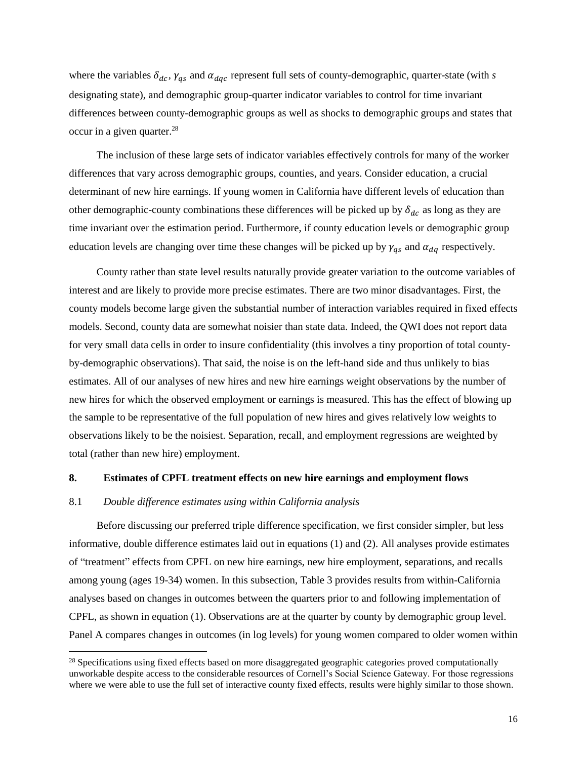where the variables $\delta_{dc}$, $\gamma_{qs}$ and $\alpha_{dqc}$ represent full sets of county-demographic, quarter-state (with *s* designating state), and demographic group-quarter indicator variables to control for time invariant differences between county-demographic groups as well as shocks to demographic groups and states that occur in a given quarter.[28]

The inclusion of these large sets of indicator variables effectively controls for many of the worker differences that vary across demographic groups, counties, and years. Consider education, a crucial determinant of new hire earnings. If young women in California have different levels of education than other demographic-county combinations these differences will be picked up by $\delta_{dc}$ as long as they are time invariant over the estimation period. Furthermore, if county education levels or demographic group education levels are changing over time these changes will be picked up by $\gamma_{qs}$ and $\alpha_{dq}$ respectively.

County rather than state level results naturally provide greater variation to the outcome variables of interest and are likely to provide more precise estimates. There are two minor disadvantages. First, the county models become large given the substantial number of interaction variables required in fixed effects models. Second, county data are somewhat noisier than state data. Indeed, the QWI does not report data for very small data cells in order to insure confidentiality (this involves a tiny proportion of total county-by-demographic observations). That said, the noise is on the left-hand side and thus unlikely to bias estimates. All of our analyses of new hires and new hire earnings weight observations by the number of new hires for which the observed employment or earnings is measured. This has the effect of blowing up the sample to be representative of the full population of new hires and gives relatively low weights to observations likely to be the noisiest. Separation, recall, and employment regressions are weighted by total (rather than new hire) employment.

## 8. Estimates of CPFL treatment effects on new hire earnings and employment flows

### 8.1 *Double difference estimates using within California analysis*

Before discussing our preferred triple difference specification, we first consider simpler, but less informative, double difference estimates laid out in equations (1) and (2). All analyses provide estimates of "treatment" effects from CPFL on new hire earnings, new hire employment, separations, and recalls among young (ages 19-34) women. In this subsection, Table 3 provides results from within-California analyses based on changes in outcomes between the quarters prior to and following implementation of CPFL, as shown in equation (1). Observations are at the quarter by county by demographic group level. Panel A compares changes in outcomes (in log levels) for young women compared to older women within

[28] Specifications using fixed effects based on more disaggregated geographic categories proved computationally unworkable despite access to the considerable resources of Cornell's Social Science Gateway. For those regressions where we were able to use the full set of interactive county fixed effects, results were highly similar to those shown.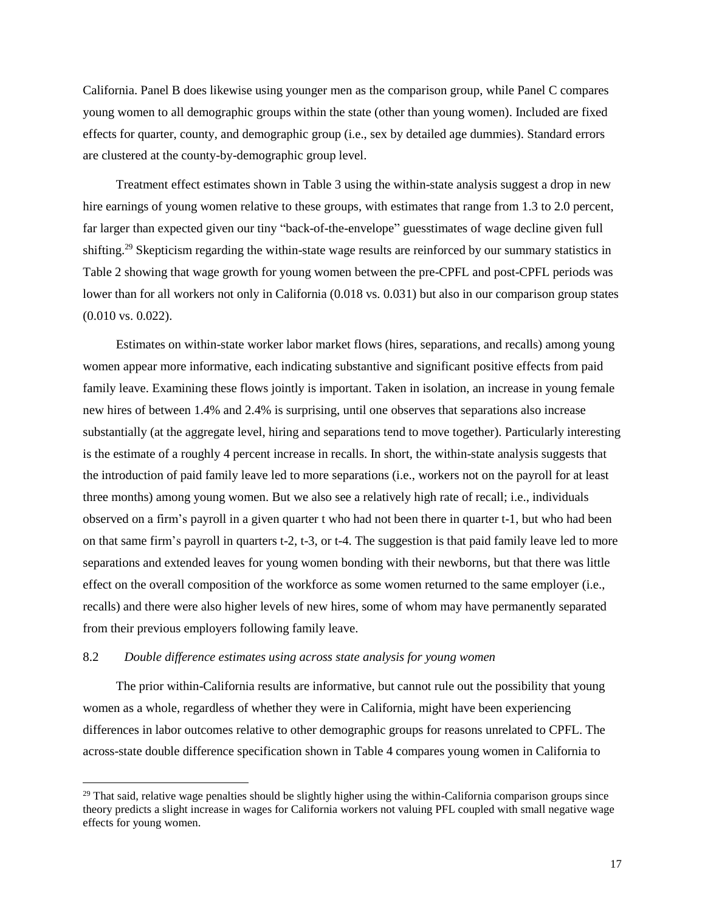California. Panel B does likewise using younger men as the comparison group, while Panel C compares young women to all demographic groups within the state (other than young women). Included are fixed effects for quarter, county, and demographic group (i.e., sex by detailed age dummies). Standard errors are clustered at the county-by-demographic group level.

Treatment effect estimates shown in Table 3 using the within-state analysis suggest a drop in new hire earnings of young women relative to these groups, with estimates that range from 1.3 to 2.0 percent, far larger than expected given our tiny "back-of-the-envelope" guesstimates of wage decline given full shifting.[29] Skepticism regarding the within-state wage results are reinforced by our summary statistics in Table 2 showing that wage growth for young women between the pre-CPFL and post-CPFL periods was lower than for all workers not only in California (0.018 vs. 0.031) but also in our comparison group states (0.010 vs. 0.022).

Estimates on within-state worker labor market flows (hires, separations, and recalls) among young women appear more informative, each indicating substantive and significant positive effects from paid family leave. Examining these flows jointly is important. Taken in isolation, an increase in young female new hires of between 1.4% and 2.4% is surprising, until one observes that separations also increase substantially (at the aggregate level, hiring and separations tend to move together). Particularly interesting is the estimate of a roughly 4 percent increase in recalls. In short, the within-state analysis suggests that the introduction of paid family leave led to more separations (i.e., workers not on the payroll for at least three months) among young women. But we also see a relatively high rate of recall; i.e., individuals observed on a firm's payroll in a given quarter t who had not been there in quarter t-1, but who had been on that same firm's payroll in quarters t-2, t-3, or t-4. The suggestion is that paid family leave led to more separations and extended leaves for young women bonding with their newborns, but that there was little effect on the overall composition of the workforce as some women returned to the same employer (i.e., recalls) and there were also higher levels of new hires, some of whom may have permanently separated from their previous employers following family leave.

## 8.2 *Double difference estimates using across state analysis for young women*

The prior within-California results are informative, but cannot rule out the possibility that young women as a whole, regardless of whether they were in California, might have been experiencing differences in labor outcomes relative to other demographic groups for reasons unrelated to CPFL. The across-state double difference specification shown in Table 4 compares young women in California to

---

[29] That said, relative wage penalties should be slightly higher using the within-California comparison groups since theory predicts a slight increase in wages for California workers not valuing PFL coupled with small negative wage effects for young women.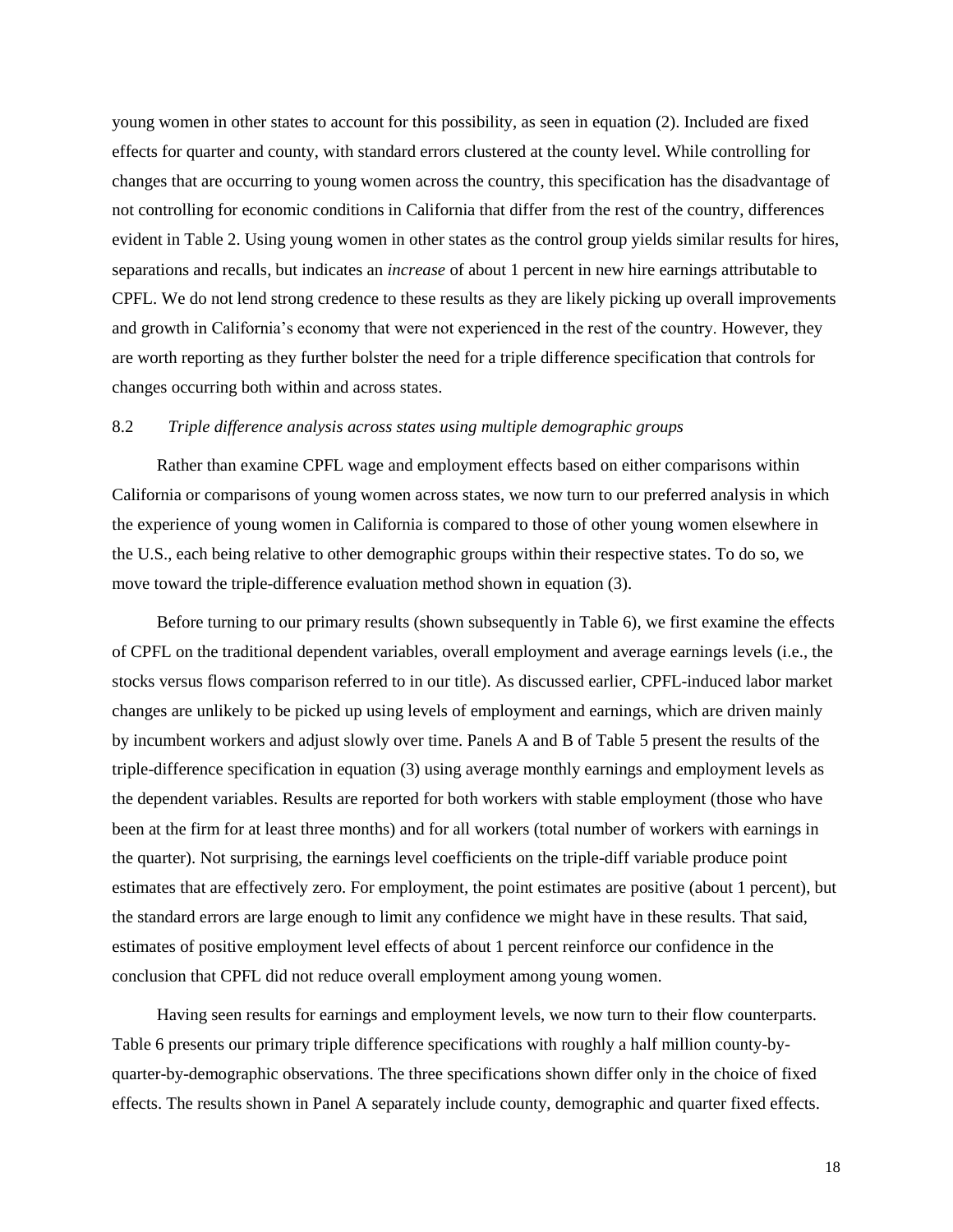young women in other states to account for this possibility, as seen in equation (2). Included are fixed effects for quarter and county, with standard errors clustered at the county level. While controlling for changes that are occurring to young women across the country, this specification has the disadvantage of not controlling for economic conditions in California that differ from the rest of the country, differences evident in Table 2. Using young women in other states as the control group yields similar results for hires, separations and recalls, but indicates an *increase* of about 1 percent in new hire earnings attributable to CPFL. We do not lend strong credence to these results as they are likely picking up overall improvements and growth in California's economy that were not experienced in the rest of the country. However, they are worth reporting as they further bolster the need for a triple difference specification that controls for changes occurring both within and across states.

### 8.2 *Triple difference analysis across states using multiple demographic groups*

Rather than examine CPFL wage and employment effects based on either comparisons within California or comparisons of young women across states, we now turn to our preferred analysis in which the experience of young women in California is compared to those of other young women elsewhere in the U.S., each being relative to other demographic groups within their respective states. To do so, we move toward the triple-difference evaluation method shown in equation (3).

Before turning to our primary results (shown subsequently in Table 6), we first examine the effects of CPFL on the traditional dependent variables, overall employment and average earnings levels (i.e., the stocks versus flows comparison referred to in our title). As discussed earlier, CPFL-induced labor market changes are unlikely to be picked up using levels of employment and earnings, which are driven mainly by incumbent workers and adjust slowly over time. Panels A and B of Table 5 present the results of the triple-difference specification in equation (3) using average monthly earnings and employment levels as the dependent variables. Results are reported for both workers with stable employment (those who have been at the firm for at least three months) and for all workers (total number of workers with earnings in the quarter). Not surprising, the earnings level coefficients on the triple-diff variable produce point estimates that are effectively zero. For employment, the point estimates are positive (about 1 percent), but the standard errors are large enough to limit any confidence we might have in these results. That said, estimates of positive employment level effects of about 1 percent reinforce our confidence in the conclusion that CPFL did not reduce overall employment among young women.

Having seen results for earnings and employment levels, we now turn to their flow counterparts. Table 6 presents our primary triple difference specifications with roughly a half million county-by-quarter-by-demographic observations. The three specifications shown differ only in the choice of fixed effects. The results shown in Panel A separately include county, demographic and quarter fixed effects.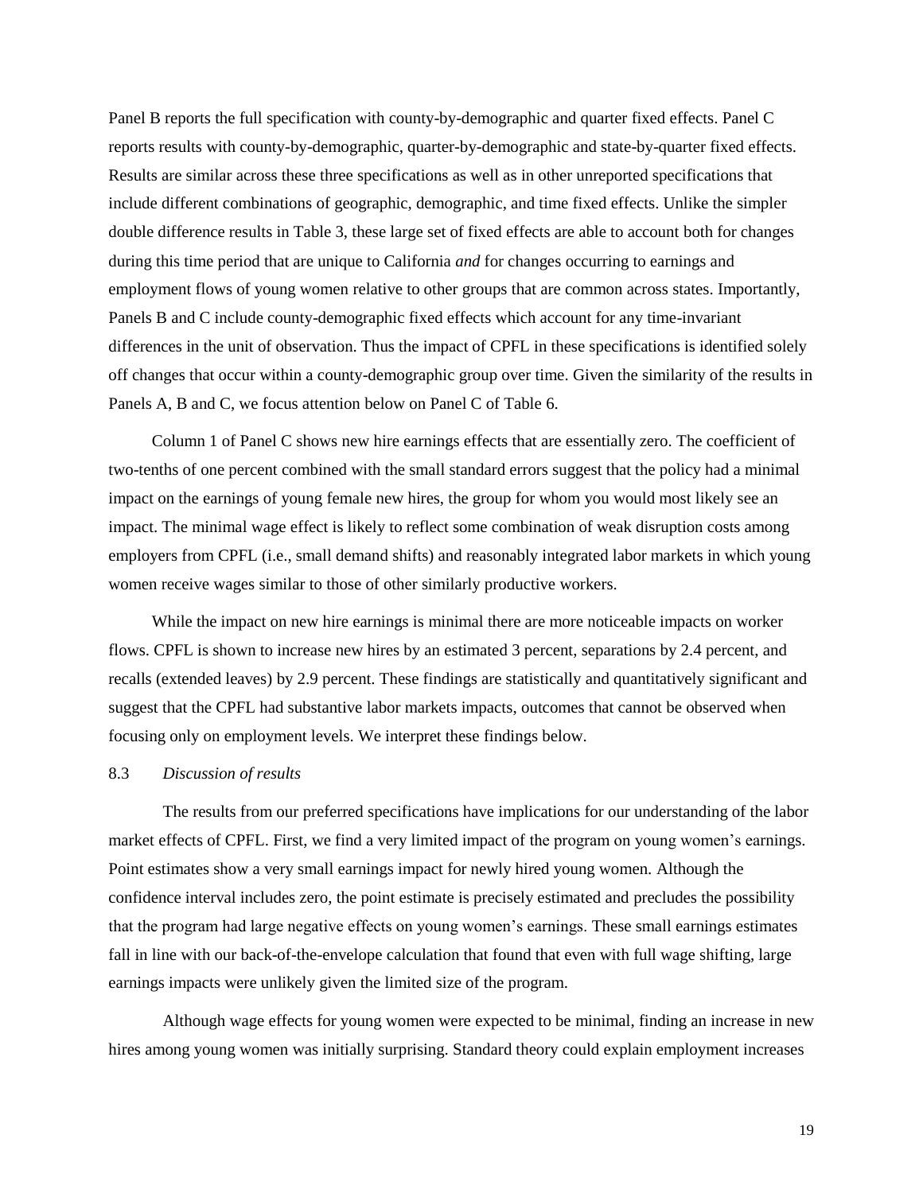Panel B reports the full specification with county-by-demographic and quarter fixed effects. Panel C reports results with county-by-demographic, quarter-by-demographic and state-by-quarter fixed effects. Results are similar across these three specifications as well as in other unreported specifications that include different combinations of geographic, demographic, and time fixed effects. Unlike the simpler double difference results in Table 3, these large set of fixed effects are able to account both for changes during this time period that are unique to California *and* for changes occurring to earnings and employment flows of young women relative to other groups that are common across states. Importantly, Panels B and C include county-demographic fixed effects which account for any time-invariant differences in the unit of observation. Thus the impact of CPFL in these specifications is identified solely off changes that occur within a county-demographic group over time. Given the similarity of the results in Panels A, B and C, we focus attention below on Panel C of Table 6.

Column 1 of Panel C shows new hire earnings effects that are essentially zero. The coefficient of two-tenths of one percent combined with the small standard errors suggest that the policy had a minimal impact on the earnings of young female new hires, the group for whom you would most likely see an impact. The minimal wage effect is likely to reflect some combination of weak disruption costs among employers from CPFL (i.e., small demand shifts) and reasonably integrated labor markets in which young women receive wages similar to those of other similarly productive workers.

While the impact on new hire earnings is minimal there are more noticeable impacts on worker flows. CPFL is shown to increase new hires by an estimated 3 percent, separations by 2.4 percent, and recalls (extended leaves) by 2.9 percent. These findings are statistically and quantitatively significant and suggest that the CPFL had substantive labor markets impacts, outcomes that cannot be observed when focusing only on employment levels. We interpret these findings below.

### 8.3 *Discussion of results*

The results from our preferred specifications have implications for our understanding of the labor market effects of CPFL. First, we find a very limited impact of the program on young women's earnings. Point estimates show a very small earnings impact for newly hired young women. Although the confidence interval includes zero, the point estimate is precisely estimated and precludes the possibility that the program had large negative effects on young women's earnings. These small earnings estimates fall in line with our back-of-the-envelope calculation that found that even with full wage shifting, large earnings impacts were unlikely given the limited size of the program.

Although wage effects for young women were expected to be minimal, finding an increase in new hires among young women was initially surprising. Standard theory could explain employment increases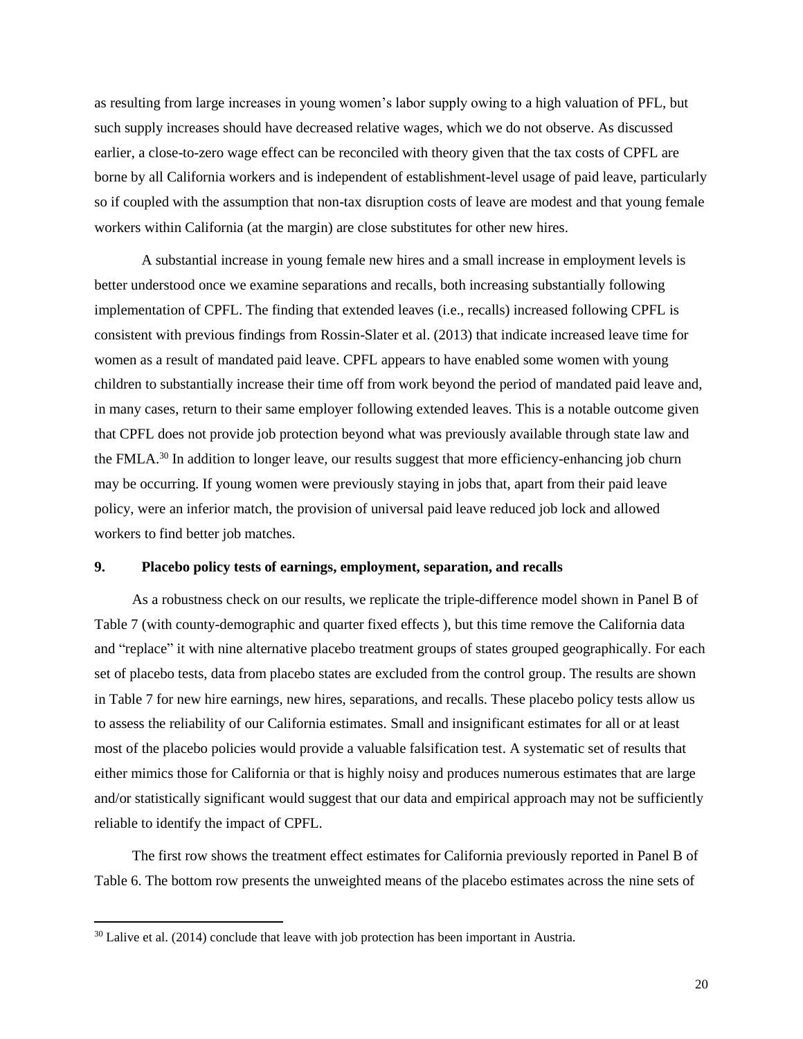as resulting from large increases in young women's labor supply owing to a high valuation of PFL, but such supply increases should have decreased relative wages, which we do not observe. As discussed earlier, a close-to-zero wage effect can be reconciled with theory given that the tax costs of CPFL are borne by all California workers and is independent of establishment-level usage of paid leave, particularly so if coupled with the assumption that non-tax disruption costs of leave are modest and that young female workers within California (at the margin) are close substitutes for other new hires.

A substantial increase in young female new hires and a small increase in employment levels is better understood once we examine separations and recalls, both increasing substantially following implementation of CPFL. The finding that extended leaves (i.e., recalls) increased following CPFL is consistent with previous findings from Rossin-Slater et al. (2013) that indicate increased leave time for women as a result of mandated paid leave. CPFL appears to have enabled some women with young children to substantially increase their time off from work beyond the period of mandated paid leave and, in many cases, return to their same employer following extended leaves. This is a notable outcome given that CPFL does not provide job protection beyond what was previously available through state law and the FMLA.[30] In addition to longer leave, our results suggest that more efficiency-enhancing job churn may be occurring. If young women were previously staying in jobs that, apart from their paid leave policy, were an inferior match, the provision of universal paid leave reduced job lock and allowed workers to find better job matches.

## 9. Placebo policy tests of earnings, employment, separation, and recalls

As a robustness check on our results, we replicate the triple-difference model shown in Panel B of Table 7 (with county-demographic and quarter fixed effects ), but this time remove the California data and "replace" it with nine alternative placebo treatment groups of states grouped geographically. For each set of placebo tests, data from placebo states are excluded from the control group. The results are shown in Table 7 for new hire earnings, new hires, separations, and recalls. These placebo policy tests allow us to assess the reliability of our California estimates. Small and insignificant estimates for all or at least most of the placebo policies would provide a valuable falsification test. A systematic set of results that either mimics those for California or that is highly noisy and produces numerous estimates that are large and/or statistically significant would suggest that our data and empirical approach may not be sufficiently reliable to identify the impact of CPFL.

The first row shows the treatment effect estimates for California previously reported in Panel B of Table 6. The bottom row presents the unweighted means of the placebo estimates across the nine sets of

[30] Lalive et al. (2014) conclude that leave with job protection has been important in Austria.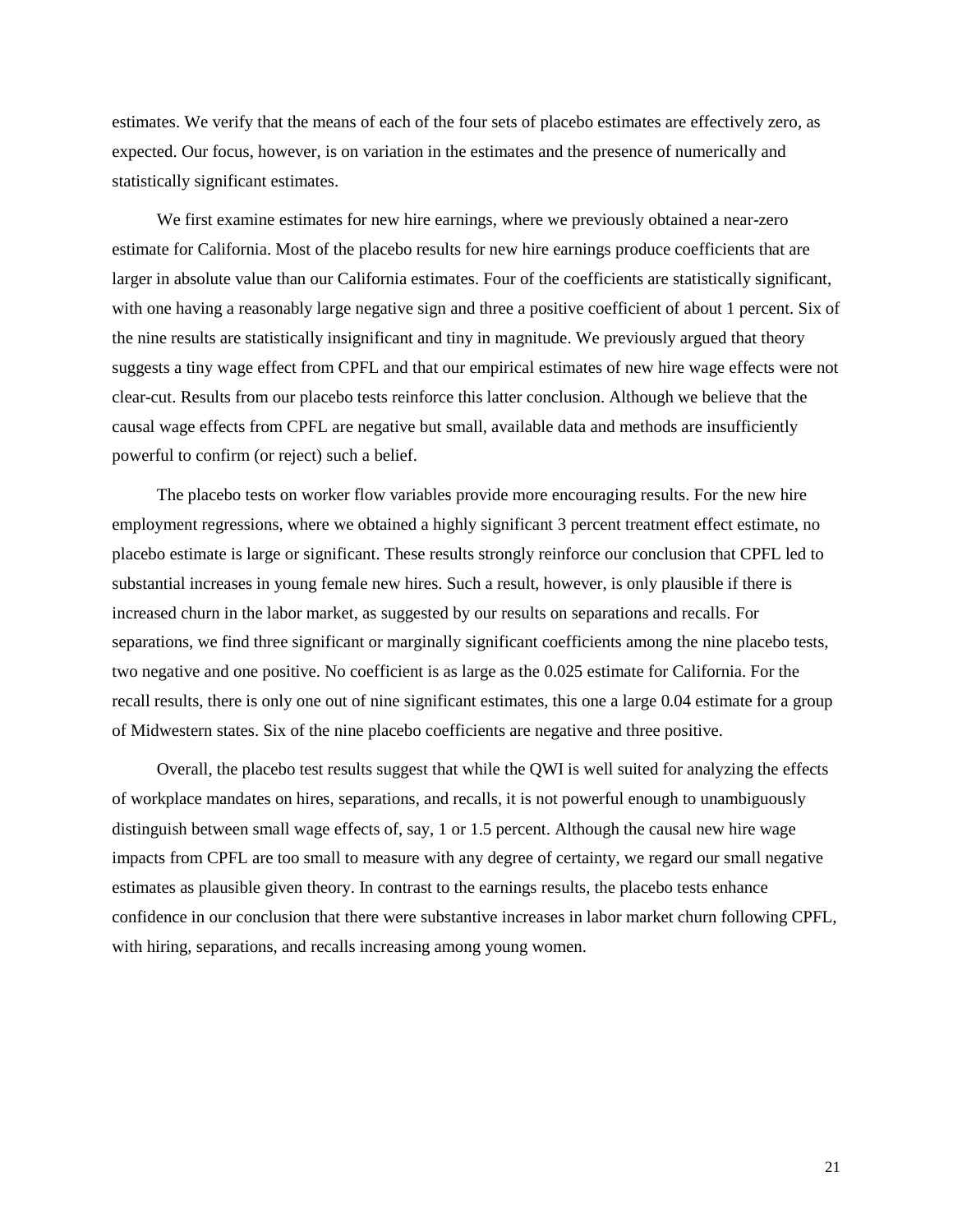estimates. We verify that the means of each of the four sets of placebo estimates are effectively zero, as expected. Our focus, however, is on variation in the estimates and the presence of numerically and statistically significant estimates.

We first examine estimates for new hire earnings, where we previously obtained a near-zero estimate for California. Most of the placebo results for new hire earnings produce coefficients that are larger in absolute value than our California estimates. Four of the coefficients are statistically significant, with one having a reasonably large negative sign and three a positive coefficient of about 1 percent. Six of the nine results are statistically insignificant and tiny in magnitude. We previously argued that theory suggests a tiny wage effect from CPFL and that our empirical estimates of new hire wage effects were not clear-cut. Results from our placebo tests reinforce this latter conclusion. Although we believe that the causal wage effects from CPFL are negative but small, available data and methods are insufficiently powerful to confirm (or reject) such a belief.

The placebo tests on worker flow variables provide more encouraging results. For the new hire employment regressions, where we obtained a highly significant 3 percent treatment effect estimate, no placebo estimate is large or significant. These results strongly reinforce our conclusion that CPFL led to substantial increases in young female new hires. Such a result, however, is only plausible if there is increased churn in the labor market, as suggested by our results on separations and recalls. For separations, we find three significant or marginally significant coefficients among the nine placebo tests, two negative and one positive. No coefficient is as large as the 0.025 estimate for California. For the recall results, there is only one out of nine significant estimates, this one a large 0.04 estimate for a group of Midwestern states. Six of the nine placebo coefficients are negative and three positive.

Overall, the placebo test results suggest that while the QWI is well suited for analyzing the effects of workplace mandates on hires, separations, and recalls, it is not powerful enough to unambiguously distinguish between small wage effects of, say, 1 or 1.5 percent. Although the causal new hire wage impacts from CPFL are too small to measure with any degree of certainty, we regard our small negative estimates as plausible given theory. In contrast to the earnings results, the placebo tests enhance confidence in our conclusion that there were substantive increases in labor market churn following CPFL, with hiring, separations, and recalls increasing among young women.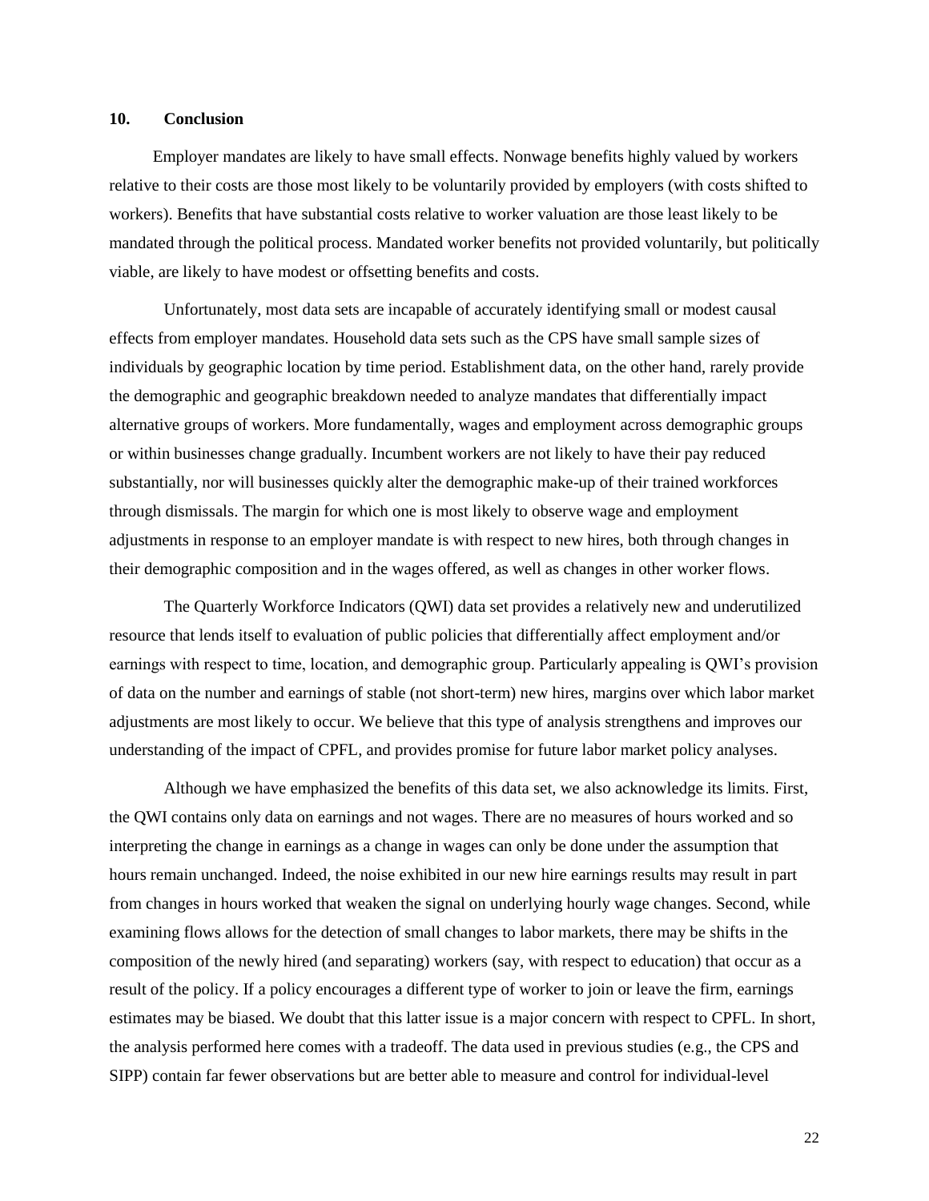## 10. Conclusion

Employer mandates are likely to have small effects. Nonwage benefits highly valued by workers relative to their costs are those most likely to be voluntarily provided by employers (with costs shifted to workers). Benefits that have substantial costs relative to worker valuation are those least likely to be mandated through the political process. Mandated worker benefits not provided voluntarily, but politically viable, are likely to have modest or offsetting benefits and costs.

Unfortunately, most data sets are incapable of accurately identifying small or modest causal effects from employer mandates. Household data sets such as the CPS have small sample sizes of individuals by geographic location by time period. Establishment data, on the other hand, rarely provide the demographic and geographic breakdown needed to analyze mandates that differentially impact alternative groups of workers. More fundamentally, wages and employment across demographic groups or within businesses change gradually. Incumbent workers are not likely to have their pay reduced substantially, nor will businesses quickly alter the demographic make-up of their trained workforces through dismissals. The margin for which one is most likely to observe wage and employment adjustments in response to an employer mandate is with respect to new hires, both through changes in their demographic composition and in the wages offered, as well as changes in other worker flows.

The Quarterly Workforce Indicators (QWI) data set provides a relatively new and underutilized resource that lends itself to evaluation of public policies that differentially affect employment and/or earnings with respect to time, location, and demographic group. Particularly appealing is QWI's provision of data on the number and earnings of stable (not short-term) new hires, margins over which labor market adjustments are most likely to occur. We believe that this type of analysis strengthens and improves our understanding of the impact of CPFL, and provides promise for future labor market policy analyses.

Although we have emphasized the benefits of this data set, we also acknowledge its limits. First, the QWI contains only data on earnings and not wages. There are no measures of hours worked and so interpreting the change in earnings as a change in wages can only be done under the assumption that hours remain unchanged. Indeed, the noise exhibited in our new hire earnings results may result in part from changes in hours worked that weaken the signal on underlying hourly wage changes. Second, while examining flows allows for the detection of small changes to labor markets, there may be shifts in the composition of the newly hired (and separating) workers (say, with respect to education) that occur as a result of the policy. If a policy encourages a different type of worker to join or leave the firm, earnings estimates may be biased. We doubt that this latter issue is a major concern with respect to CPFL. In short, the analysis performed here comes with a tradeoff. The data used in previous studies (e.g., the CPS and SIPP) contain far fewer observations but are better able to measure and control for individual-level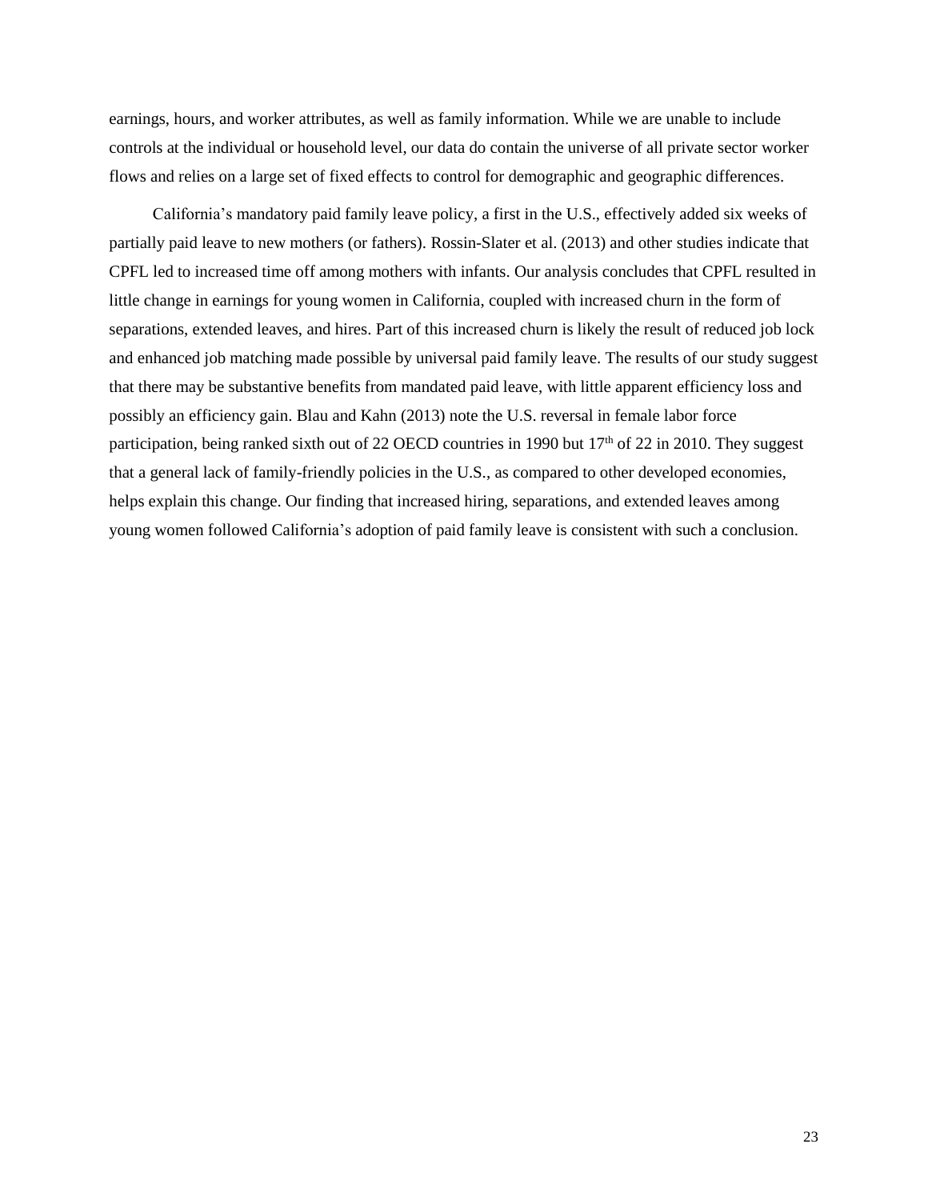earnings, hours, and worker attributes, as well as family information. While we are unable to include controls at the individual or household level, our data do contain the universe of all private sector worker flows and relies on a large set of fixed effects to control for demographic and geographic differences.

California's mandatory paid family leave policy, a first in the U.S., effectively added six weeks of partially paid leave to new mothers (or fathers). Rossin-Slater et al. (2013) and other studies indicate that CPFL led to increased time off among mothers with infants. Our analysis concludes that CPFL resulted in little change in earnings for young women in California, coupled with increased churn in the form of separations, extended leaves, and hires. Part of this increased churn is likely the result of reduced job lock and enhanced job matching made possible by universal paid family leave. The results of our study suggest that there may be substantive benefits from mandated paid leave, with little apparent efficiency loss and possibly an efficiency gain. Blau and Kahn (2013) note the U.S. reversal in female labor force participation, being ranked sixth out of 22 OECD countries in 1990 but 17th of 22 in 2010. They suggest that a general lack of family-friendly policies in the U.S., as compared to other developed economies, helps explain this change. Our finding that increased hiring, separations, and extended leaves among young women followed California's adoption of paid family leave is consistent with such a conclusion.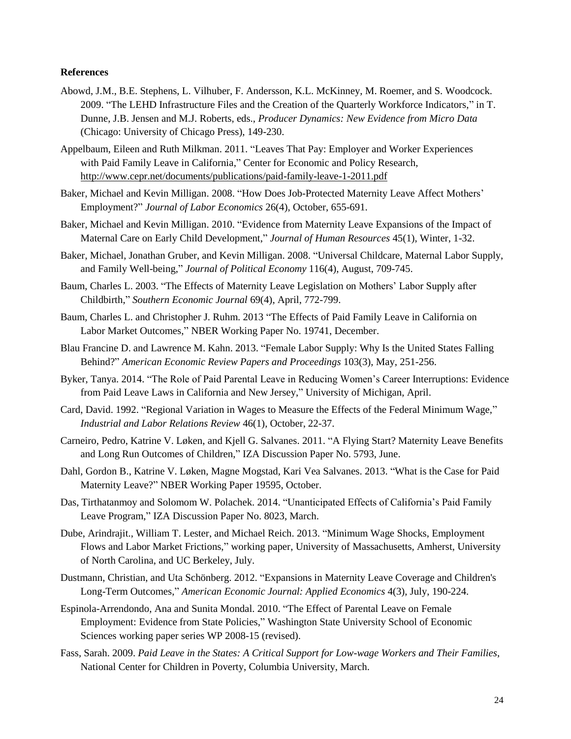**References**

Abowd, J.M., B.E. Stephens, L. Vilhuber, F. Andersson, K.L. McKinney, M. Roemer, and S. Woodcock. 2009. "The LEHD Infrastructure Files and the Creation of the Quarterly Workforce Indicators," in T. Dunne, J.B. Jensen and M.J. Roberts, eds., *Producer Dynamics: New Evidence from Micro Data* (Chicago: University of Chicago Press), 149-230.

Appelbaum, Eileen and Ruth Milkman. 2011. "Leaves That Pay: Employer and Worker Experiences with Paid Family Leave in California," Center for Economic and Policy Research, http://www.cepr.net/documents/publications/paid-family-leave-1-2011.pdf

Baker, Michael and Kevin Milligan. 2008. "How Does Job-Protected Maternity Leave Affect Mothers' Employment?" *Journal of Labor Economics* 26(4), October, 655-691.

Baker, Michael and Kevin Milligan. 2010. "Evidence from Maternity Leave Expansions of the Impact of Maternal Care on Early Child Development," *Journal of Human Resources* 45(1), Winter, 1-32.

Baker, Michael, Jonathan Gruber, and Kevin Milligan. 2008. "Universal Childcare, Maternal Labor Supply, and Family Well-being," *Journal of Political Economy* 116(4), August, 709-745.

Baum, Charles L. 2003. "The Effects of Maternity Leave Legislation on Mothers' Labor Supply after Childbirth," *Southern Economic Journal* 69(4), April, 772-799.

Baum, Charles L. and Christopher J. Ruhm. 2013 "The Effects of Paid Family Leave in California on Labor Market Outcomes," NBER Working Paper No. 19741, December.

Blau Francine D. and Lawrence M. Kahn. 2013. "Female Labor Supply: Why Is the United States Falling Behind?" *American Economic Review Papers and Proceedings* 103(3), May, 251-256.

Byker, Tanya. 2014. "The Role of Paid Parental Leave in Reducing Women's Career Interruptions: Evidence from Paid Leave Laws in California and New Jersey," University of Michigan, April.

Card, David. 1992. "Regional Variation in Wages to Measure the Effects of the Federal Minimum Wage," *Industrial and Labor Relations Review* 46(1), October, 22-37.

Carneiro, Pedro, Katrine V. Løken, and Kjell G. Salvanes. 2011. "A Flying Start? Maternity Leave Benefits and Long Run Outcomes of Children," IZA Discussion Paper No. 5793, June.

Dahl, Gordon B., Katrine V. Løken, Magne Mogstad, Kari Vea Salvanes. 2013. "What is the Case for Paid Maternity Leave?" NBER Working Paper 19595, October.

Das, Tirthatanmoy and Solomom W. Polachek. 2014. "Unanticipated Effects of California's Paid Family Leave Program," IZA Discussion Paper No. 8023, March.

Dube, Arindrajit., William T. Lester, and Michael Reich. 2013. "Minimum Wage Shocks, Employment Flows and Labor Market Frictions," working paper, University of Massachusetts, Amherst, University of North Carolina, and UC Berkeley, July.

Dustmann, Christian, and Uta Schönberg. 2012. "Expansions in Maternity Leave Coverage and Children's Long-Term Outcomes," *American Economic Journal: Applied Economics* 4(3), July, 190-224.

Espinola-Arrendondo, Ana and Sunita Mondal. 2010. "The Effect of Parental Leave on Female Employment: Evidence from State Policies," Washington State University School of Economic Sciences working paper series WP 2008-15 (revised).

Fass, Sarah. 2009. *Paid Leave in the States: A Critical Support for Low-wage Workers and Their Families*, National Center for Children in Poverty, Columbia University, March.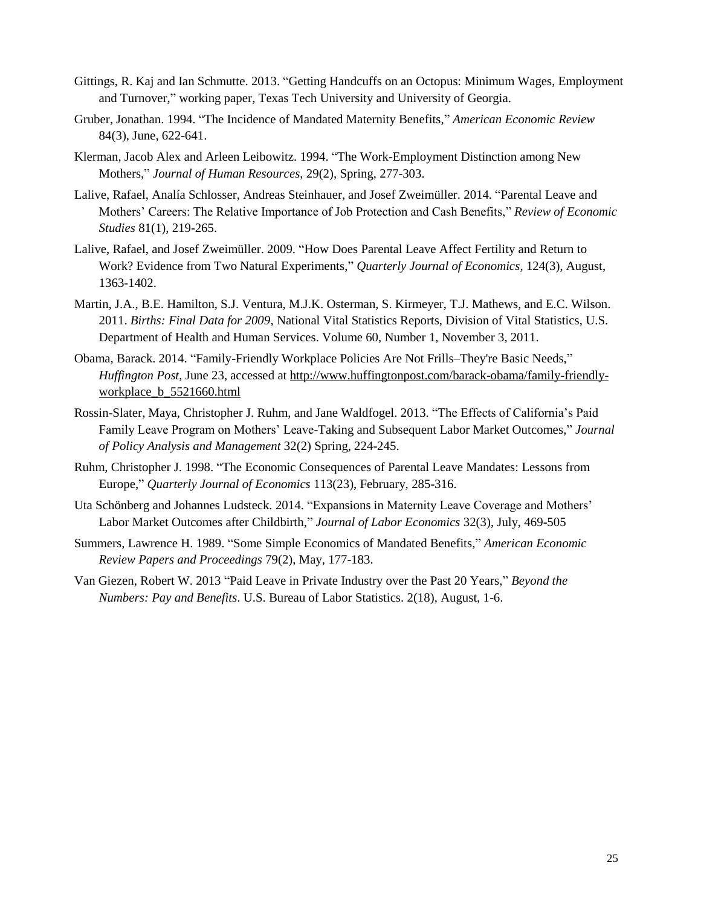Gittings, R. Kaj and Ian Schmutte. 2013. "Getting Handcuffs on an Octopus: Minimum Wages, Employment and Turnover," working paper, Texas Tech University and University of Georgia.

Gruber, Jonathan. 1994. "The Incidence of Mandated Maternity Benefits," *American Economic Review* 84(3), June, 622-641.

Klerman, Jacob Alex and Arleen Leibowitz. 1994. "The Work-Employment Distinction among New Mothers," *Journal of Human Resources*, 29(2), Spring, 277-303.

Lalive, Rafael, Analía Schlosser, Andreas Steinhauer, and Josef Zweimüller. 2014. "Parental Leave and Mothers' Careers: The Relative Importance of Job Protection and Cash Benefits," *Review of Economic Studies* 81(1), 219-265.

Lalive, Rafael, and Josef Zweimüller. 2009. "How Does Parental Leave Affect Fertility and Return to Work? Evidence from Two Natural Experiments," *Quarterly Journal of Economics*, 124(3), August, 1363-1402.

Martin, J.A., B.E. Hamilton, S.J. Ventura, M.J.K. Osterman, S. Kirmeyer, T.J. Mathews, and E.C. Wilson. 2011. *Births: Final Data for 2009*, National Vital Statistics Reports, Division of Vital Statistics, U.S. Department of Health and Human Services. Volume 60, Number 1, November 3, 2011.

Obama, Barack. 2014. "Family-Friendly Workplace Policies Are Not Frills–They're Basic Needs," *Huffington Post*, June 23, accessed at http://www.huffingtonpost.com/barack-obama/family-friendly-workplace_b_5521660.html

Rossin-Slater, Maya, Christopher J. Ruhm, and Jane Waldfogel. 2013. "The Effects of California's Paid Family Leave Program on Mothers' Leave-Taking and Subsequent Labor Market Outcomes," *Journal of Policy Analysis and Management* 32(2) Spring, 224-245.

Ruhm, Christopher J. 1998. "The Economic Consequences of Parental Leave Mandates: Lessons from Europe," *Quarterly Journal of Economics* 113(23), February, 285-316.

Uta Schönberg and Johannes Ludsteck. 2014. "Expansions in Maternity Leave Coverage and Mothers' Labor Market Outcomes after Childbirth," *Journal of Labor Economics* 32(3), July, 469-505

Summers, Lawrence H. 1989. "Some Simple Economics of Mandated Benefits," *American Economic Review Papers and Proceedings* 79(2), May, 177-183.

Van Giezen, Robert W. 2013 "Paid Leave in Private Industry over the Past 20 Years," *Beyond the Numbers: Pay and Benefits*. U.S. Bureau of Labor Statistics. 2(18), August, 1-6.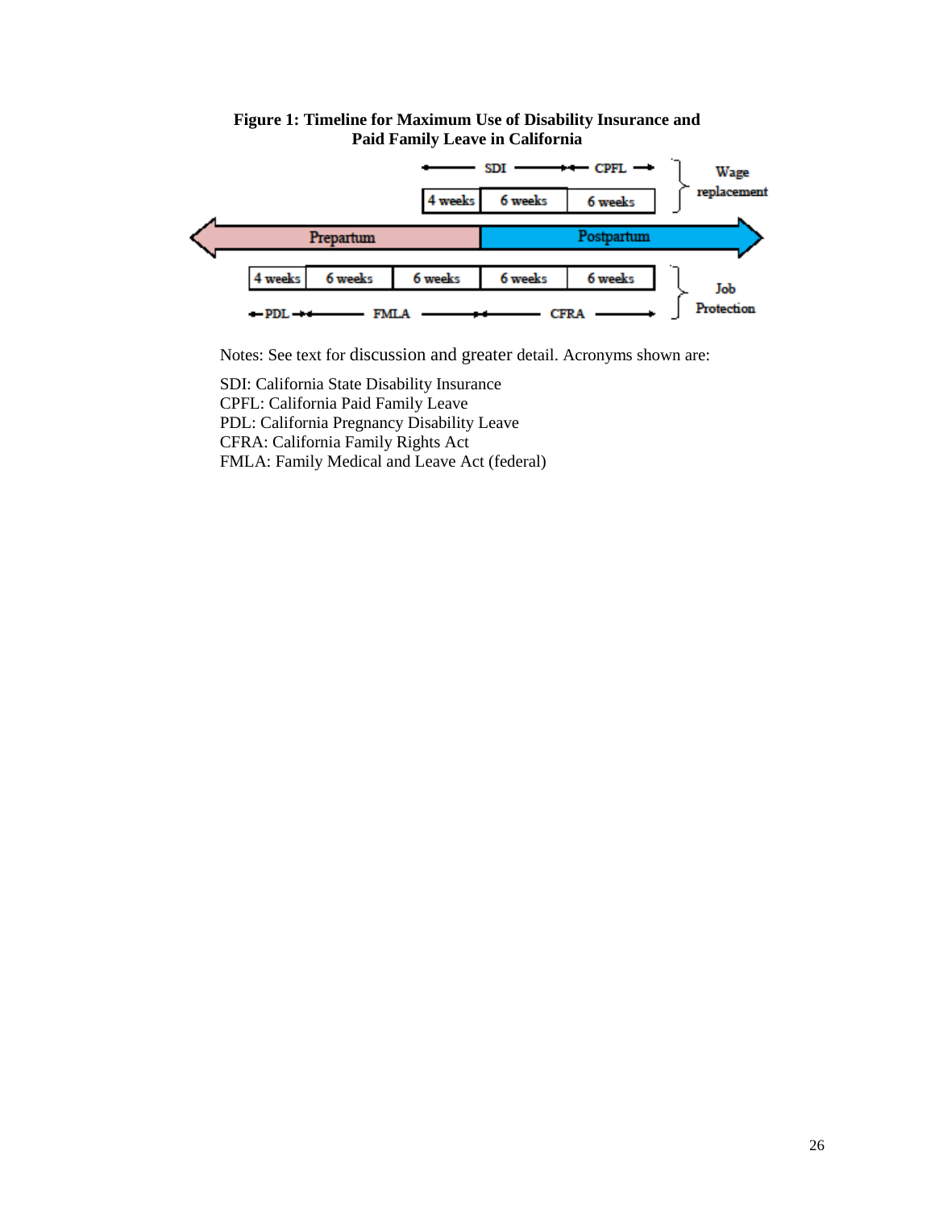**Figure 1: Timeline for Maximum Use of Disability Insurance and Paid Family Leave in California**

Wage replacement:

| SDI | | CPFL |
|---|---|---|
| 4 weeks | 6 weeks | 6 weeks |

Prepartum | Postpartum

Job Protection:

| PDL | FMLA | | CFRA | |
|---|---|---|---|---|
| 4 weeks | 6 weeks | 6 weeks | 6 weeks | 6 weeks |

Notes: See text for discussion and greater detail. Acronyms shown are:

SDI: California State Disability Insurance
CPFL: California Paid Family Leave
PDL: California Pregnancy Disability Leave
CFRA: California Family Rights Act
FMLA: Family Medical and Leave Act (federal)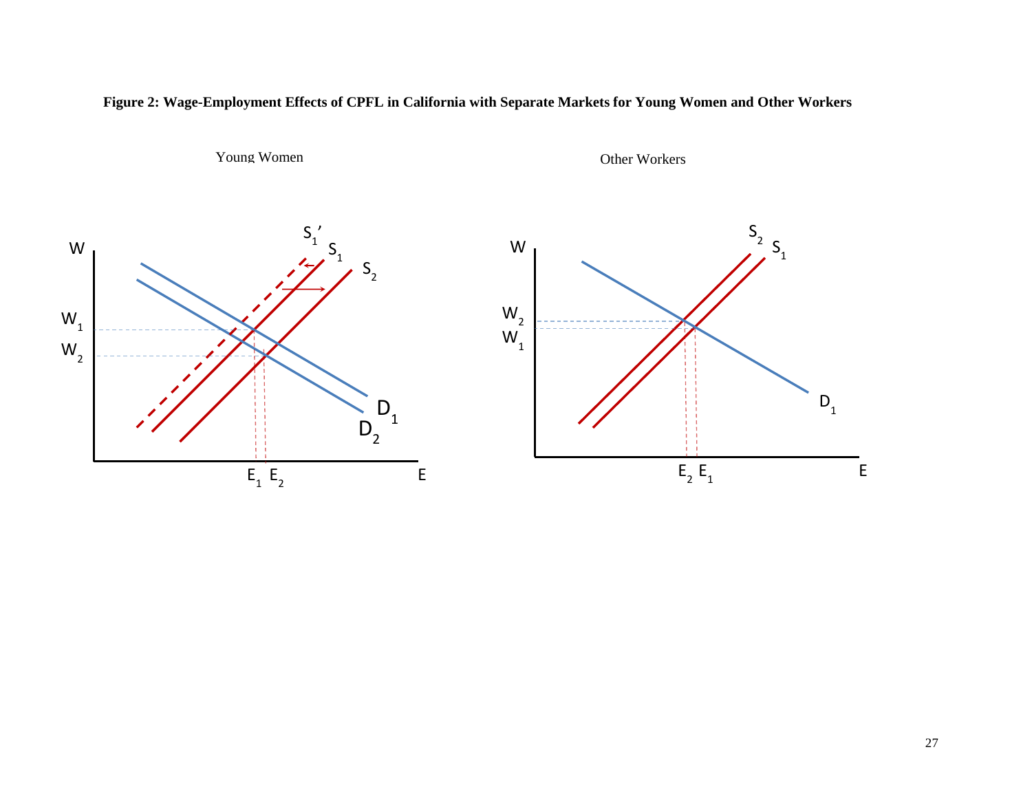**Figure 2: Wage-Employment Effects of CPFL in California with Separate Markets for Young Women and Other Workers**

Young Women

Other Workers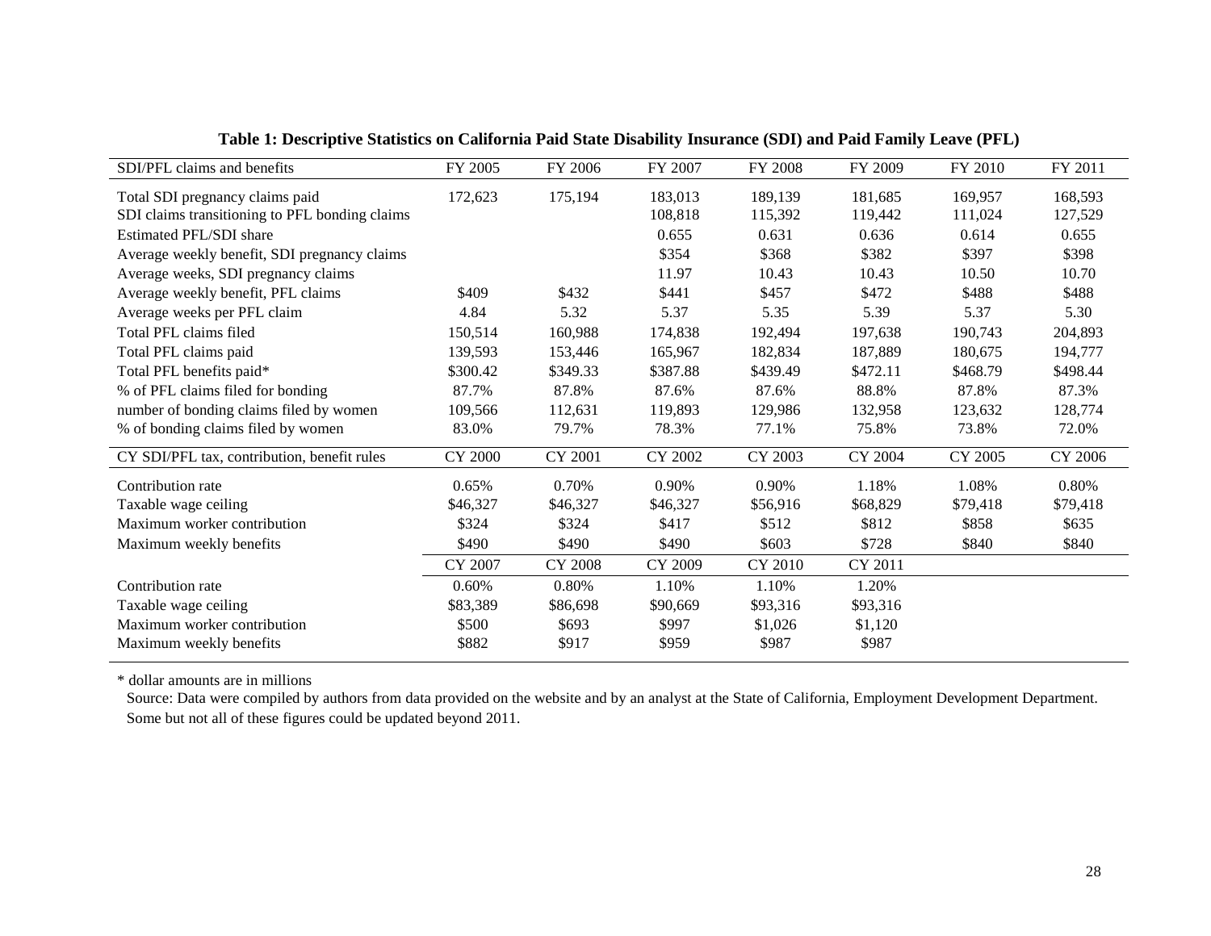**Table 1: Descriptive Statistics on California Paid State Disability Insurance (SDI) and Paid Family Leave (PFL)**

| SDI/PFL claims and benefits | FY 2005 | FY 2006 | FY 2007 | FY 2008 | FY 2009 | FY 2010 | FY 2011 |
|---|---|---|---|---|---|---|---|
| Total SDI pregnancy claims paid | 172,623 | 175,194 | 183,013 | 189,139 | 181,685 | 169,957 | 168,593 |
| SDI claims transitioning to PFL bonding claims | | | 108,818 | 115,392 | 119,442 | 111,024 | 127,529 |
| Estimated PFL/SDI share | | | 0.655 | 0.631 | 0.636 | 0.614 | 0.655 |
| Average weekly benefit, SDI pregnancy claims | | | $354 | $368 | $382 | $397 | $398 |
| Average weeks, SDI pregnancy claims | | | 11.97 | 10.43 | 10.43 | 10.50 | 10.70 |
| Average weekly benefit, PFL claims | $409 | $432 | $441 | $457 | $472 | $488 | $488 |
| Average weeks per PFL claim | 4.84 | 5.32 | 5.37 | 5.35 | 5.39 | 5.37 | 5.30 |
| Total PFL claims filed | 150,514 | 160,988 | 174,838 | 192,494 | 197,638 | 190,743 | 204,893 |
| Total PFL claims paid | 139,593 | 153,446 | 165,967 | 182,834 | 187,889 | 180,675 | 194,777 |
| Total PFL benefits paid* | $300.42 | $349.33 | $387.88 | $439.49 | $472.11 | $468.79 | $498.44 |
| % of PFL claims filed for bonding | 87.7% | 87.8% | 87.6% | 87.6% | 88.8% | 87.8% | 87.3% |
| number of bonding claims filed by women | 109,566 | 112,631 | 119,893 | 129,986 | 132,958 | 123,632 | 128,774 |
| % of bonding claims filed by women | 83.0% | 79.7% | 78.3% | 77.1% | 75.8% | 73.8% | 72.0% |
| **CY SDI/PFL tax, contribution, benefit rules** | **CY 2000** | **CY 2001** | **CY 2002** | **CY 2003** | **CY 2004** | **CY 2005** | **CY 2006** |
| Contribution rate | 0.65% | 0.70% | 0.90% | 0.90% | 1.18% | 1.08% | 0.80% |
| Taxable wage ceiling | $46,327 | $46,327 | $46,327 | $56,916 | $68,829 | $79,418 | $79,418 |
| Maximum worker contribution | $324 | $324 | $417 | $512 | $812 | $858 | $635 |
| Maximum weekly benefits | $490 | $490 | $490 | $603 | $728 | $840 | $840 |
| | **CY 2007** | **CY 2008** | **CY 2009** | **CY 2010** | **CY 2011** | | |
| Contribution rate | 0.60% | 0.80% | 1.10% | 1.10% | 1.20% | | |
| Taxable wage ceiling | $83,389 | $86,698 | $90,669 | $93,316 | $93,316 | | |
| Maximum worker contribution | $500 | $693 | $997 | $1,026 | $1,120 | | |
| Maximum weekly benefits | $882 | $917 | $959 | $987 | $987 | | |

* dollar amounts are in millions

Source: Data were compiled by authors from data provided on the website and by an analyst at the State of California, Employment Development Department. Some but not all of these figures could be updated beyond 2011.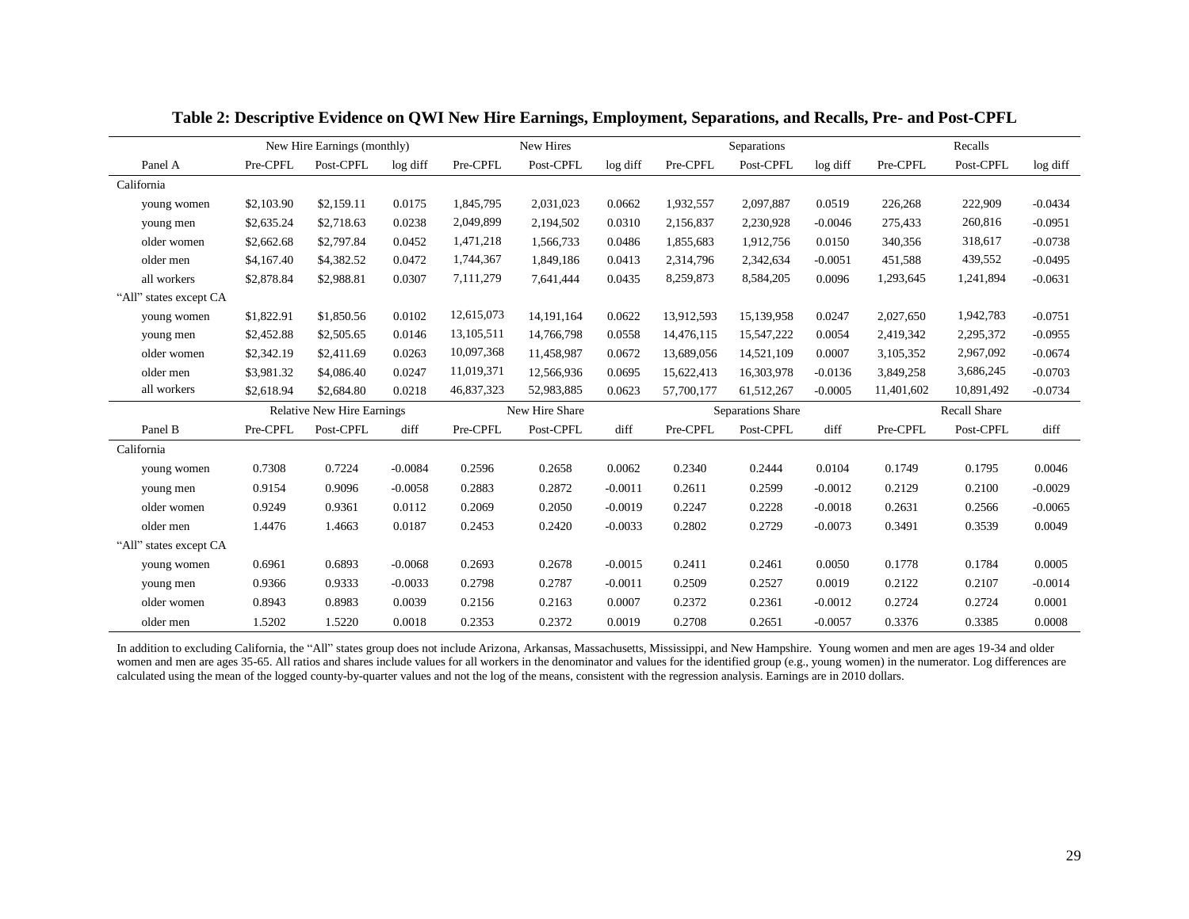**Table 2: Descriptive Evidence on QWI New Hire Earnings, Employment, Separations, and Recalls, Pre- and Post-CPFL**

| | New Hire Earnings (monthly) | | | New Hires | | | Separations | | | Recalls | | |
|---|---|---|---|---|---|---|---|---|---|---|---|---|
| Panel A | Pre-CPFL | Post-CPFL | log diff | Pre-CPFL | Post-CPFL | log diff | Pre-CPFL | Post-CPFL | log diff | Pre-CPFL | Post-CPFL | log diff |
| California | | | | | | | | | | | | |
| young women | $2,103.90 | $2,159.11 | 0.0175 | 1,845,795 | 2,031,023 | 0.0662 | 1,932,557 | 2,097,887 | 0.0519 | 226,268 | 222,909 | -0.0434 |
| young men | $2,635.24 | $2,718.63 | 0.0238 | 2,049,899 | 2,194,502 | 0.0310 | 2,156,837 | 2,230,928 | -0.0046 | 275,433 | 260,816 | -0.0951 |
| older women | $2,662.68 | $2,797.84 | 0.0452 | 1,471,218 | 1,566,733 | 0.0486 | 1,855,683 | 1,912,756 | 0.0150 | 340,356 | 318,617 | -0.0738 |
| older men | $4,167.40 | $4,382.52 | 0.0472 | 1,744,367 | 1,849,186 | 0.0413 | 2,314,796 | 2,342,634 | -0.0051 | 451,588 | 439,552 | -0.0495 |
| all workers | $2,878.84 | $2,988.81 | 0.0307 | 7,111,279 | 7,641,444 | 0.0435 | 8,259,873 | 8,584,205 | 0.0096 | 1,293,645 | 1,241,894 | -0.0631 |
| "All" states except CA | | | | | | | | | | | | |
| young women | $1,822.91 | $1,850.56 | 0.0102 | 12,615,073 | 14,191,164 | 0.0622 | 13,912,593 | 15,139,958 | 0.0247 | 2,027,650 | 1,942,783 | -0.0751 |
| young men | $2,452.88 | $2,505.65 | 0.0146 | 13,105,511 | 14,766,798 | 0.0558 | 14,476,115 | 15,547,222 | 0.0054 | 2,419,342 | 2,295,372 | -0.0955 |
| older women | $2,342.19 | $2,411.69 | 0.0263 | 10,097,368 | 11,458,987 | 0.0672 | 13,689,056 | 14,521,109 | 0.0007 | 3,105,352 | 2,967,092 | -0.0674 |
| older men | $3,981.32 | $4,086.40 | 0.0247 | 11,019,371 | 12,566,936 | 0.0695 | 15,622,413 | 16,303,978 | -0.0136 | 3,849,258 | 3,686,245 | -0.0703 |
| all workers | $2,618.94 | $2,684.80 | 0.0218 | 46,837,323 | 52,983,885 | 0.0623 | 57,700,177 | 61,512,267 | -0.0005 | 11,401,602 | 10,891,492 | -0.0734 |

| | Relative New Hire Earnings | | | New Hire Share | | | Separations Share | | | Recall Share | | |
|---|---|---|---|---|---|---|---|---|---|---|---|---|
| Panel B | Pre-CPFL | Post-CPFL | diff | Pre-CPFL | Post-CPFL | diff | Pre-CPFL | Post-CPFL | diff | Pre-CPFL | Post-CPFL | diff |
| California | | | | | | | | | | | | |
| young women | 0.7308 | 0.7224 | -0.0084 | 0.2596 | 0.2658 | 0.0062 | 0.2340 | 0.2444 | 0.0104 | 0.1749 | 0.1795 | 0.0046 |
| young men | 0.9154 | 0.9096 | -0.0058 | 0.2883 | 0.2872 | -0.0011 | 0.2611 | 0.2599 | -0.0012 | 0.2129 | 0.2100 | -0.0029 |
| older women | 0.9249 | 0.9361 | 0.0112 | 0.2069 | 0.2050 | -0.0019 | 0.2247 | 0.2228 | -0.0018 | 0.2631 | 0.2566 | -0.0065 |
| older men | 1.4476 | 1.4663 | 0.0187 | 0.2453 | 0.2420 | -0.0033 | 0.2802 | 0.2729 | -0.0073 | 0.3491 | 0.3539 | 0.0049 |
| "All" states except CA | | | | | | | | | | | | |
| young women | 0.6961 | 0.6893 | -0.0068 | 0.2693 | 0.2678 | -0.0015 | 0.2411 | 0.2461 | 0.0050 | 0.1778 | 0.1784 | 0.0005 |
| young men | 0.9366 | 0.9333 | -0.0033 | 0.2798 | 0.2787 | -0.0011 | 0.2509 | 0.2527 | 0.0019 | 0.2122 | 0.2107 | -0.0014 |
| older women | 0.8943 | 0.8983 | 0.0039 | 0.2156 | 0.2163 | 0.0007 | 0.2372 | 0.2361 | -0.0012 | 0.2724 | 0.2724 | 0.0001 |
| older men | 1.5202 | 1.5220 | 0.0018 | 0.2353 | 0.2372 | 0.0019 | 0.2708 | 0.2651 | -0.0057 | 0.3376 | 0.3385 | 0.0008 |

In addition to excluding California, the "All" states group does not include Arizona, Arkansas, Massachusetts, Mississippi, and New Hampshire. Young women and men are ages 19-34 and older women and men are ages 35-65. All ratios and shares include values for all workers in the denominator and values for the identified group (e.g., young women) in the numerator. Log differences are calculated using the mean of the logged county-by-quarter values and not the log of the means, consistent with the regression analysis. Earnings are in 2010 dollars.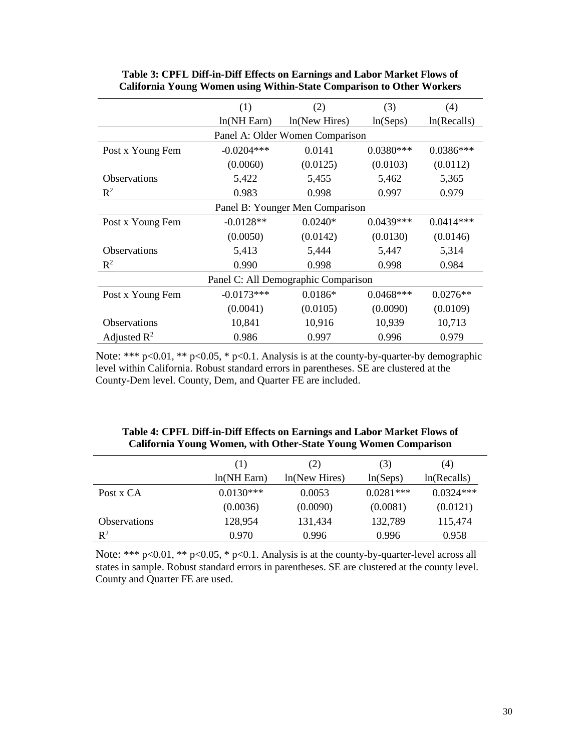**Table 3: CPFL Diff-in-Diff Effects on Earnings and Labor Market Flows of California Young Women using Within-State Comparison to Other Workers**

| | (1) | (2) | (3) | (4) |
|---|---|---|---|---|
| | ln(NH Earn) | ln(New Hires) | ln(Seps) | ln(Recalls) |
| Panel A: Older Women Comparison | | | | |
| Post x Young Fem | -0.0204*** | 0.0141 | 0.0380*** | 0.0386*** |
| | (0.0060) | (0.0125) | (0.0103) | (0.0112) |
| Observations | 5,422 | 5,455 | 5,462 | 5,365 |
| $R^2$ | 0.983 | 0.998 | 0.997 | 0.979 |
| Panel B: Younger Men Comparison | | | | |
| Post x Young Fem | -0.0128** | 0.0240* | 0.0439*** | 0.0414*** |
| | (0.0050) | (0.0142) | (0.0130) | (0.0146) |
| Observations | 5,413 | 5,444 | 5,447 | 5,314 |
| $R^2$ | 0.990 | 0.998 | 0.998 | 0.984 |
| Panel C: All Demographic Comparison | | | | |
| Post x Young Fem | -0.0173*** | 0.0186* | 0.0468*** | 0.0276** |
| | (0.0041) | (0.0105) | (0.0090) | (0.0109) |
| Observations | 10,841 | 10,916 | 10,939 | 10,713 |
| Adjusted $R^2$ | 0.986 | 0.997 | 0.996 | 0.979 |

Note: *** p<0.01, ** p<0.05, * p<0.1. Analysis is at the county-by-quarter-by demographic level within California. Robust standard errors in parentheses. SE are clustered at the County-Dem level. County, Dem, and Quarter FE are included.

**Table 4: CPFL Diff-in-Diff Effects on Earnings and Labor Market Flows of California Young Women, with Other-State Young Women Comparison**

| | (1) | (2) | (3) | (4) |
|---|---|---|---|---|
| | ln(NH Earn) | ln(New Hires) | ln(Seps) | ln(Recalls) |
| Post x CA | 0.0130*** | 0.0053 | 0.0281*** | 0.0324*** |
| | (0.0036) | (0.0090) | (0.0081) | (0.0121) |
| Observations | 128,954 | 131,434 | 132,789 | 115,474 |
| $R^2$ | 0.970 | 0.996 | 0.996 | 0.958 |

Note: *** p<0.01, ** p<0.05, * p<0.1. Analysis is at the county-by-quarter-level across all states in sample. Robust standard errors in parentheses. SE are clustered at the county level. County and Quarter FE are used.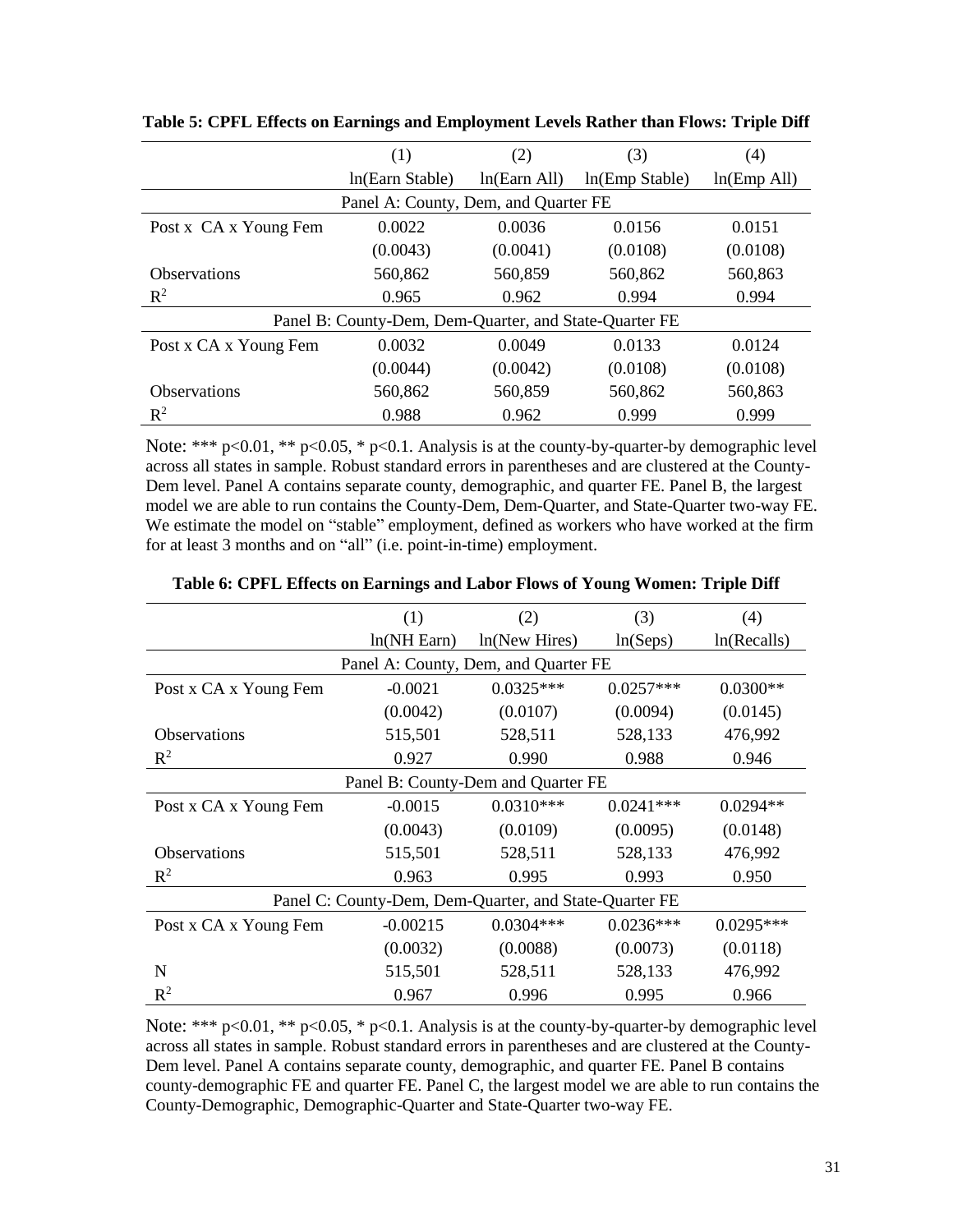**Table 5: CPFL Effects on Earnings and Employment Levels Rather than Flows: Triple Diff**

| | (1) | (2) | (3) | (4) |
|---|---|---|---|---|
| | ln(Earn Stable) | ln(Earn All) | ln(Emp Stable) | ln(Emp All) |
| Panel A: County, Dem, and Quarter FE | | | | |
| Post x CA x Young Fem | 0.0022 | 0.0036 | 0.0156 | 0.0151 |
| | (0.0043) | (0.0041) | (0.0108) | (0.0108) |
| Observations | 560,862 | 560,859 | 560,862 | 560,863 |
| $R^2$ | 0.965 | 0.962 | 0.994 | 0.994 |
| Panel B: County-Dem, Dem-Quarter, and State-Quarter FE | | | | |
| Post x CA x Young Fem | 0.0032 | 0.0049 | 0.0133 | 0.0124 |
| | (0.0044) | (0.0042) | (0.0108) | (0.0108) |
| Observations | 560,862 | 560,859 | 560,862 | 560,863 |
| $R^2$ | 0.988 | 0.962 | 0.999 | 0.999 |

Note: *** p<0.01, ** p<0.05, * p<0.1. Analysis is at the county-by-quarter-by demographic level across all states in sample. Robust standard errors in parentheses and are clustered at the County-Dem level. Panel A contains separate county, demographic, and quarter FE. Panel B, the largest model we are able to run contains the County-Dem, Dem-Quarter, and State-Quarter two-way FE. We estimate the model on "stable" employment, defined as workers who have worked at the firm for at least 3 months and on "all" (i.e. point-in-time) employment.

**Table 6: CPFL Effects on Earnings and Labor Flows of Young Women: Triple Diff**

| | (1) | (2) | (3) | (4) |
|---|---|---|---|---|
| | ln(NH Earn) | ln(New Hires) | ln(Seps) | ln(Recalls) |
| Panel A: County, Dem, and Quarter FE | | | | |
| Post x CA x Young Fem | -0.0021 | 0.0325*** | 0.0257*** | 0.0300** |
| | (0.0042) | (0.0107) | (0.0094) | (0.0145) |
| Observations | 515,501 | 528,511 | 528,133 | 476,992 |
| $R^2$ | 0.927 | 0.990 | 0.988 | 0.946 |
| Panel B: County-Dem and Quarter FE | | | | |
| Post x CA x Young Fem | -0.0015 | 0.0310*** | 0.0241*** | 0.0294** |
| | (0.0043) | (0.0109) | (0.0095) | (0.0148) |
| Observations | 515,501 | 528,511 | 528,133 | 476,992 |
| $R^2$ | 0.963 | 0.995 | 0.993 | 0.950 |
| Panel C: County-Dem, Dem-Quarter, and State-Quarter FE | | | | |
| Post x CA x Young Fem | -0.00215 | 0.0304*** | 0.0236*** | 0.0295*** |
| | (0.0032) | (0.0088) | (0.0073) | (0.0118) |
| N | 515,501 | 528,511 | 528,133 | 476,992 |
| $R^2$ | 0.967 | 0.996 | 0.995 | 0.966 |

Note: *** p<0.01, ** p<0.05, * p<0.1. Analysis is at the county-by-quarter-by demographic level across all states in sample. Robust standard errors in parentheses and are clustered at the County-Dem level. Panel A contains separate county, demographic, and quarter FE. Panel B contains county-demographic FE and quarter FE. Panel C, the largest model we are able to run contains the County-Demographic, Demographic-Quarter and State-Quarter two-way FE.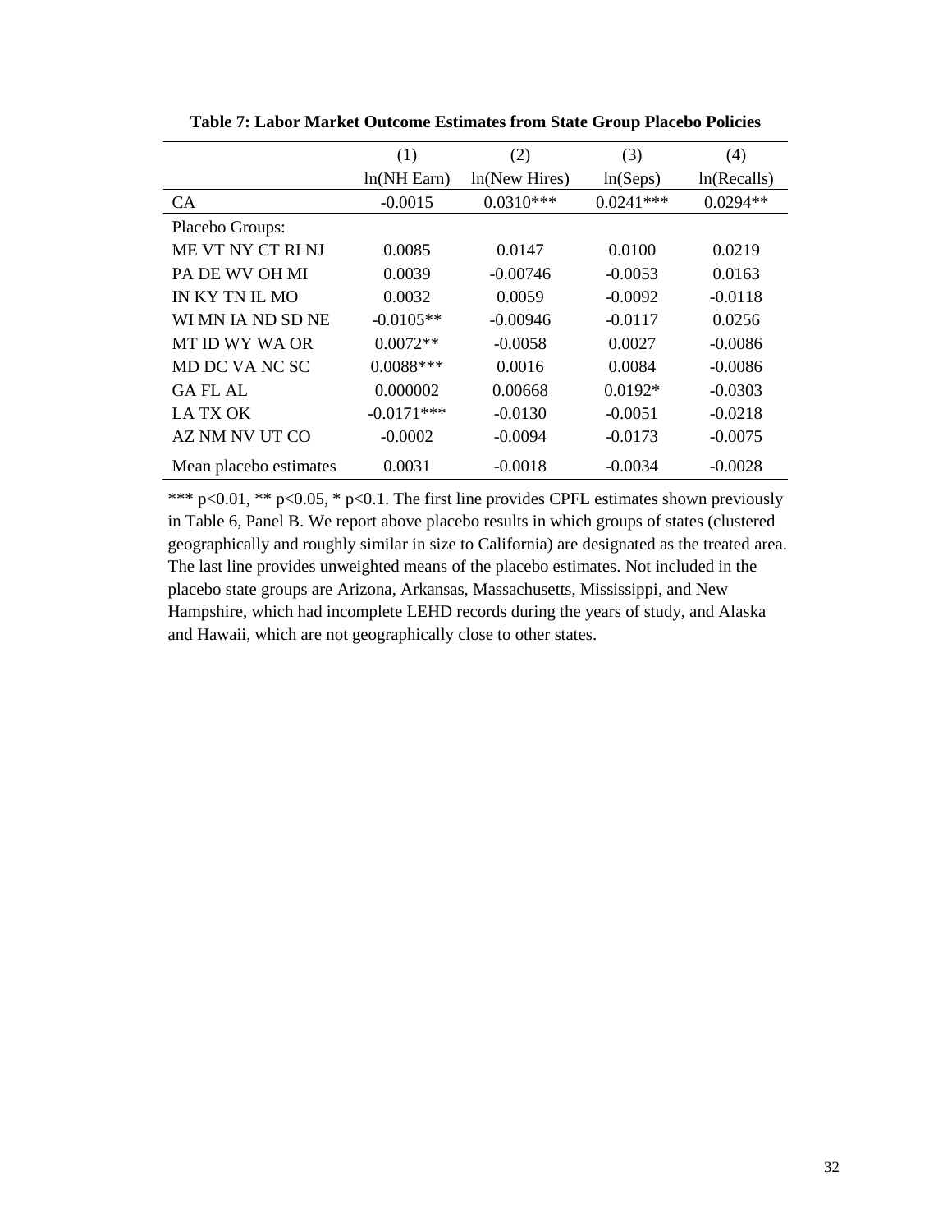**Table 7: Labor Market Outcome Estimates from State Group Placebo Policies**

| | (1) | (2) | (3) | (4) |
|---|---|---|---|---|
| | ln(NH Earn) | ln(New Hires) | ln(Seps) | ln(Recalls) |
| CA | -0.0015 | 0.0310*** | 0.0241*** | 0.0294** |
| Placebo Groups: | | | | |
| ME VT NY CT RI NJ | 0.0085 | 0.0147 | 0.0100 | 0.0219 |
| PA DE WV OH MI | 0.0039 | -0.00746 | -0.0053 | 0.0163 |
| IN KY TN IL MO | 0.0032 | 0.0059 | -0.0092 | -0.0118 |
| WI MN IA ND SD NE | -0.0105** | -0.00946 | -0.0117 | 0.0256 |
| MT ID WY WA OR | 0.0072** | -0.0058 | 0.0027 | -0.0086 |
| MD DC VA NC SC | 0.0088*** | 0.0016 | 0.0084 | -0.0086 |
| GA FL AL | 0.000002 | 0.00668 | 0.0192* | -0.0303 |
| LA TX OK | -0.0171*** | -0.0130 | -0.0051 | -0.0218 |
| AZ NM NV UT CO | -0.0002 | -0.0094 | -0.0173 | -0.0075 |
| Mean placebo estimates | 0.0031 | -0.0018 | -0.0034 | -0.0028 |

*** $p<0.01$, ** $p<0.05$, * $p<0.1$. The first line provides CPFL estimates shown previously in Table 6, Panel B. We report above placebo results in which groups of states (clustered geographically and roughly similar in size to California) are designated as the treated area. The last line provides unweighted means of the placebo estimates. Not included in the placebo state groups are Arizona, Arkansas, Massachusetts, Mississippi, and New Hampshire, which had incomplete LEHD records during the years of study, and Alaska and Hawaii, which are not geographically close to other states.